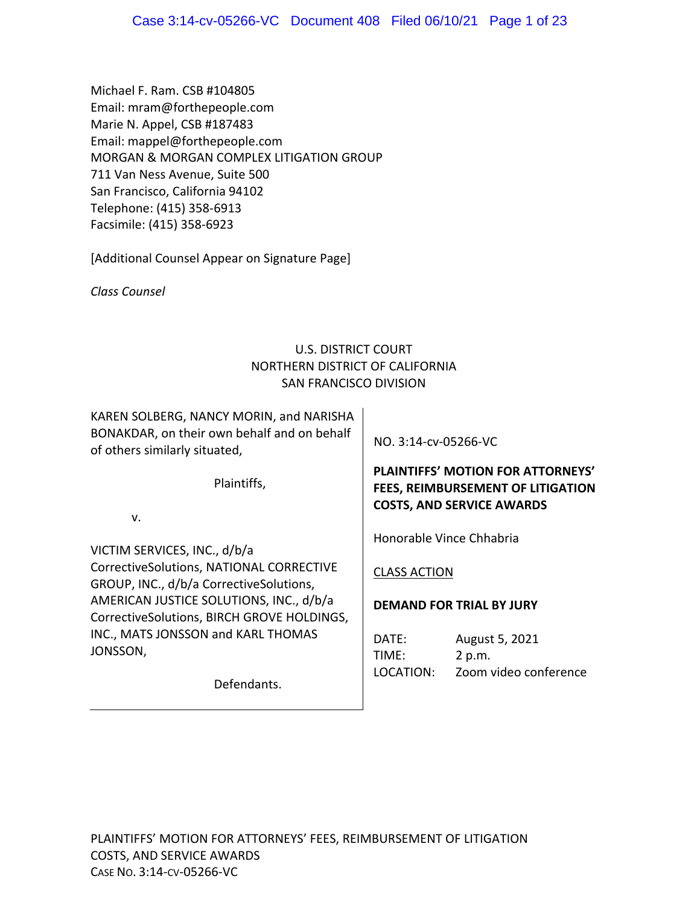Michael F. Ram. CSB #104805
Email: mram@forthepeople.com
Marie N. Appel, CSB #187483
Email: mappel@forthepeople.com
MORGAN & MORGAN COMPLEX LITIGATION GROUP
711 Van Ness Avenue, Suite 500
San Francisco, California 94102
Telephone: (415) 358-6913
Facsimile: (415) 358-6923

[Additional Counsel Appear on Signature Page]

*Class Counsel*

U.S. DISTRICT COURT
NORTHERN DISTRICT OF CALIFORNIA
SAN FRANCISCO DIVISION

KAREN SOLBERG, NANCY MORIN, and NARISHA BONAKDAR, on their own behalf and on behalf of others similarly situated,

Plaintiffs,

v.

VICTIM SERVICES, INC., d/b/a CorrectiveSolutions, NATIONAL CORRECTIVE GROUP, INC., d/b/a CorrectiveSolutions, AMERICAN JUSTICE SOLUTIONS, INC., d/b/a CorrectiveSolutions, BIRCH GROVE HOLDINGS, INC., MATS JONSSON and KARL THOMAS JONSSON,

Defendants.

NO. 3:14-cv-05266-VC

**PLAINTIFFS' MOTION FOR ATTORNEYS' FEES, REIMBURSEMENT OF LITIGATION COSTS, AND SERVICE AWARDS**

Honorable Vince Chhabria

CLASS ACTION

**DEMAND FOR TRIAL BY JURY**

DATE: August 5, 2021
TIME: 2 p.m.
LOCATION: Zoom video conference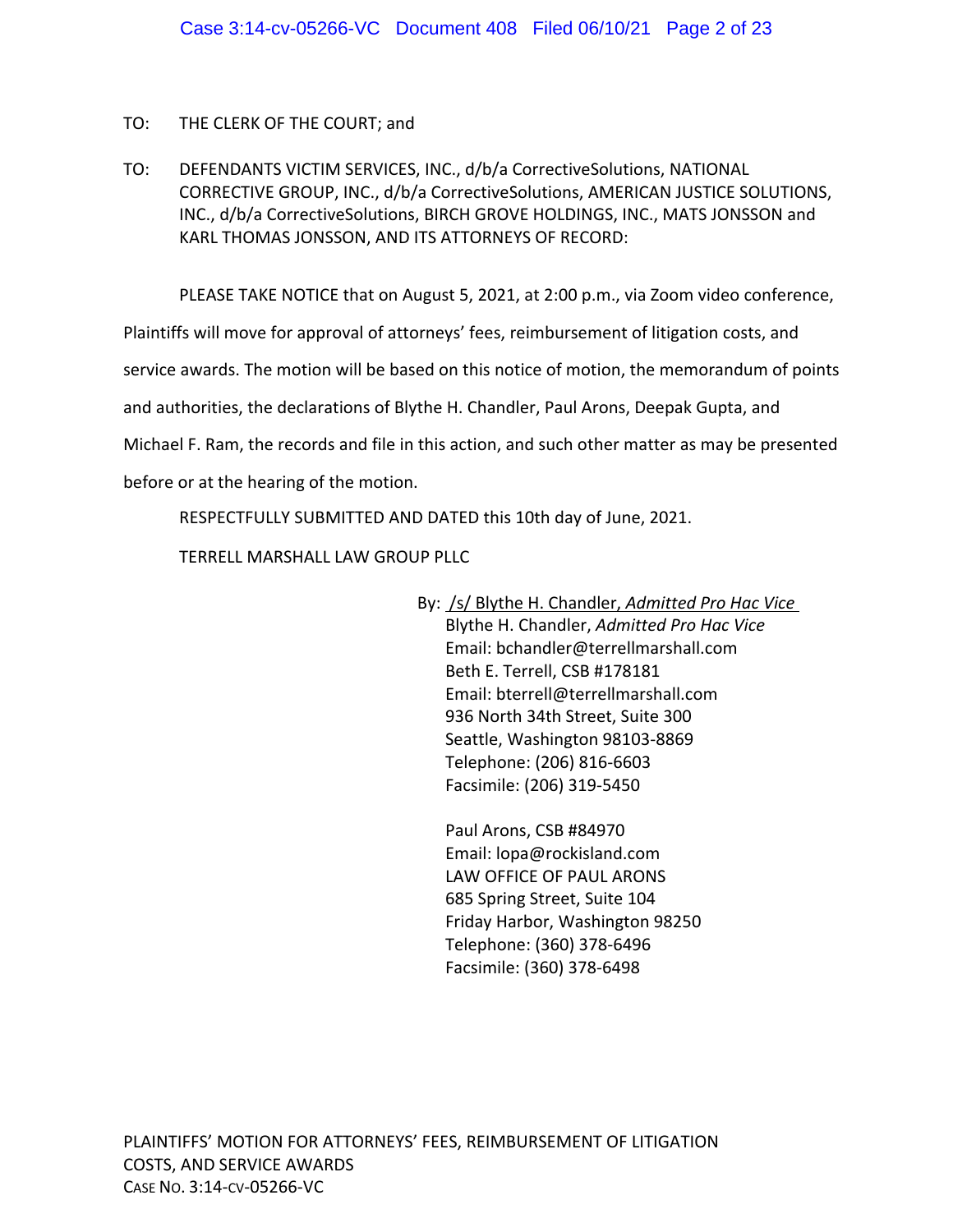TO: THE CLERK OF THE COURT; and

TO: DEFENDANTS VICTIM SERVICES, INC., d/b/a CorrectiveSolutions, NATIONAL CORRECTIVE GROUP, INC., d/b/a CorrectiveSolutions, AMERICAN JUSTICE SOLUTIONS, INC., d/b/a CorrectiveSolutions, BIRCH GROVE HOLDINGS, INC., MATS JONSSON and KARL THOMAS JONSSON, AND ITS ATTORNEYS OF RECORD:

PLEASE TAKE NOTICE that on August 5, 2021, at 2:00 p.m., via Zoom video conference, Plaintiffs will move for approval of attorneys' fees, reimbursement of litigation costs, and service awards. The motion will be based on this notice of motion, the memorandum of points and authorities, the declarations of Blythe H. Chandler, Paul Arons, Deepak Gupta, and Michael F. Ram, the records and file in this action, and such other matter as may be presented before or at the hearing of the motion.

RESPECTFULLY SUBMITTED AND DATED this 10th day of June, 2021.

TERRELL MARSHALL LAW GROUP PLLC

By: /s/ Blythe H. Chandler, *Admitted Pro Hac Vice*
Blythe H. Chandler, *Admitted Pro Hac Vice*
Email: bchandler@terrellmarshall.com
Beth E. Terrell, CSB #178181
Email: bterrell@terrellmarshall.com
936 North 34th Street, Suite 300
Seattle, Washington 98103-8869
Telephone: (206) 816-6603
Facsimile: (206) 319-5450

Paul Arons, CSB #84970
Email: lopa@rockisland.com
LAW OFFICE OF PAUL ARONS
685 Spring Street, Suite 104
Friday Harbor, Washington 98250
Telephone: (360) 378-6496
Facsimile: (360) 378-6498

PLAINTIFFS' MOTION FOR ATTORNEYS' FEES, REIMBURSEMENT OF LITIGATION COSTS, AND SERVICE AWARDS
CASE NO. 3:14-CV-05266-VC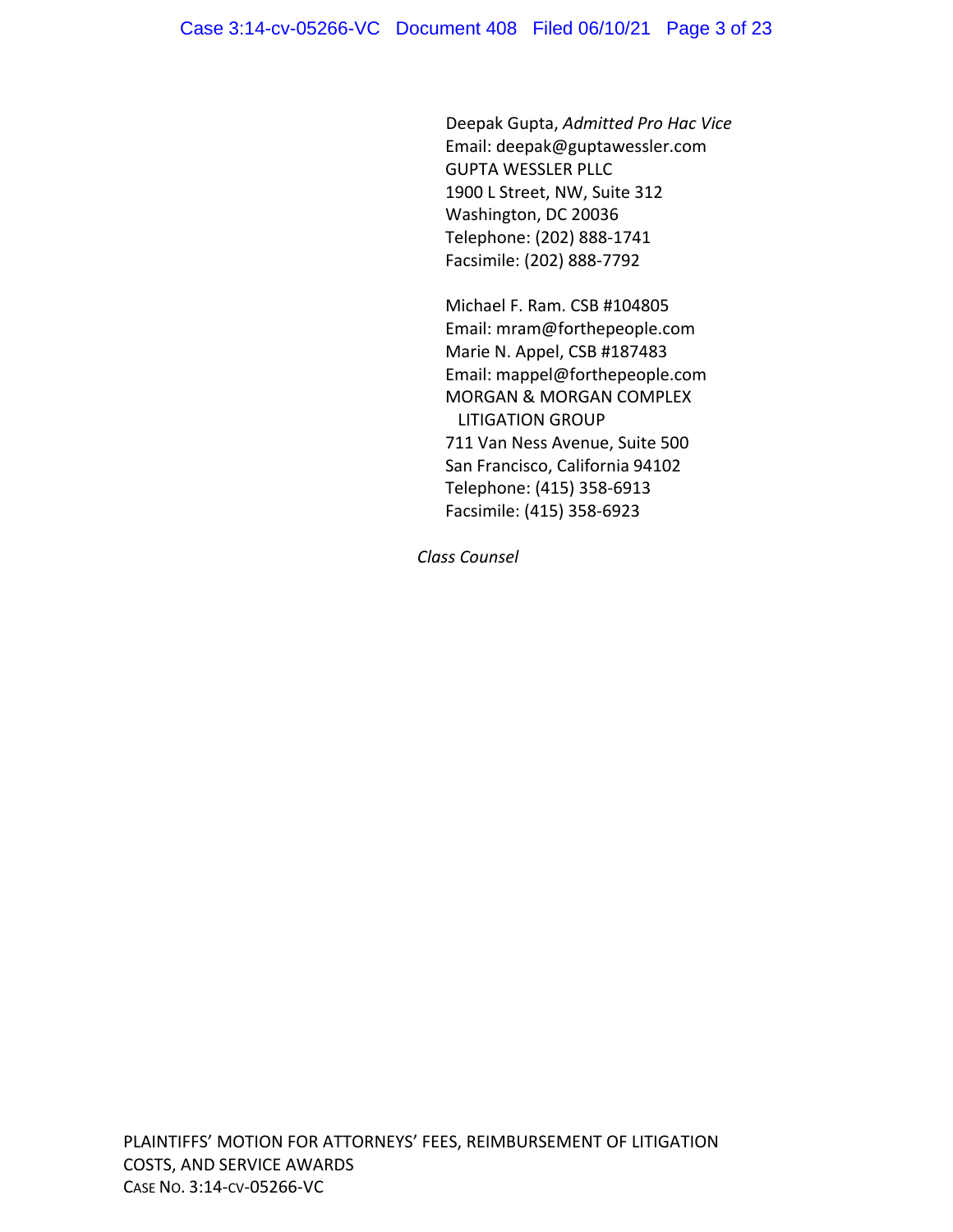Deepak Gupta, *Admitted Pro Hac Vice*
Email: deepak@guptawessler.com
GUPTA WESSLER PLLC
1900 L Street, NW, Suite 312
Washington, DC 20036
Telephone: (202) 888-1741
Facsimile: (202) 888-7792

Michael F. Ram. CSB #104805
Email: mram@forthepeople.com
Marie N. Appel, CSB #187483
Email: mappel@forthepeople.com
MORGAN & MORGAN COMPLEX
LITIGATION GROUP
711 Van Ness Avenue, Suite 500
San Francisco, California 94102
Telephone: (415) 358-6913
Facsimile: (415) 358-6923

*Class Counsel*

PLAINTIFFS' MOTION FOR ATTORNEYS' FEES, REIMBURSEMENT OF LITIGATION COSTS, AND SERVICE AWARDS
CASE NO. 3:14-CV-05266-VC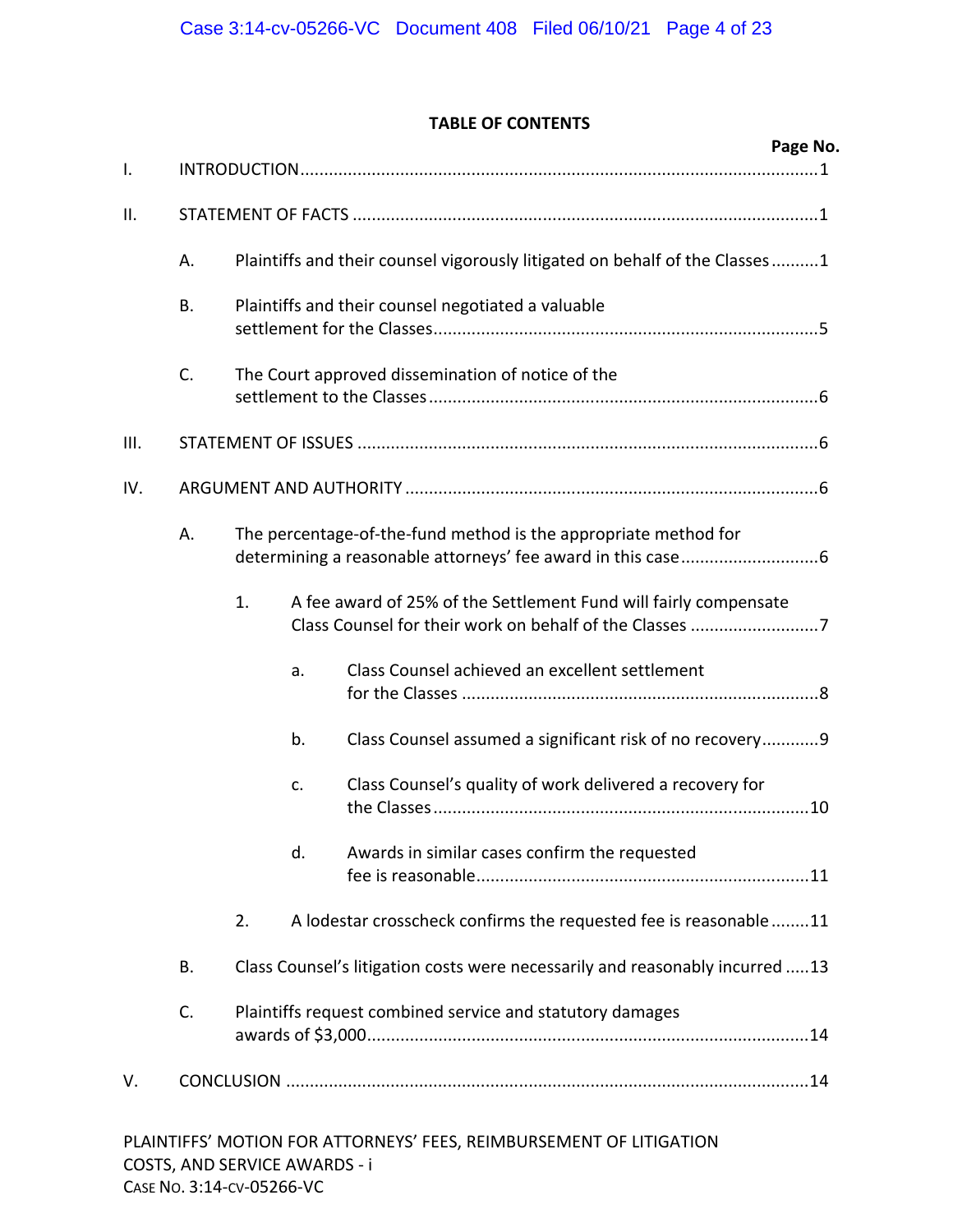## TABLE OF CONTENTS

**Page No.**

I. INTRODUCTION ............................................................................................................1

II. STATEMENT OF FACTS ..................................................................................................1

- A. Plaintiffs and their counsel vigorously litigated on behalf of the Classes ..........1
- B. Plaintiffs and their counsel negotiated a valuable settlement for the Classes ..........................................................................................5
- C. The Court approved dissemination of notice of the settlement to the Classes ..........................................................................................6

III. STATEMENT OF ISSUES ..................................................................................................6

IV. ARGUMENT AND AUTHORITY ......................................................................................6

- A. The percentage-of-the-fund method is the appropriate method for determining a reasonable attorneys' fee award in this case ............................6
  - 1. A fee award of 25% of the Settlement Fund will fairly compensate Class Counsel for their work on behalf of the Classes ...........................7
    - a. Class Counsel achieved an excellent settlement for the Classes ..........................................................................8
    - b. Class Counsel assumed a significant risk of no recovery ...........9
    - c. Class Counsel's quality of work delivered a recovery for the Classes ..............................................................................10
    - d. Awards in similar cases confirm the requested fee is reasonable ....................................................................11
  - 2. A lodestar crosscheck confirms the requested fee is reasonable ........11
- B. Class Counsel's litigation costs were necessarily and reasonably incurred .....13
- C. Plaintiffs request combined service and statutory damages awards of $3,000 ..........................................................................................14

V. CONCLUSION ..................................................................................................................14

PLAINTIFFS' MOTION FOR ATTORNEYS' FEES, REIMBURSEMENT OF LITIGATION COSTS, AND SERVICE AWARDS - i
CASE NO. 3:14-CV-05266-VC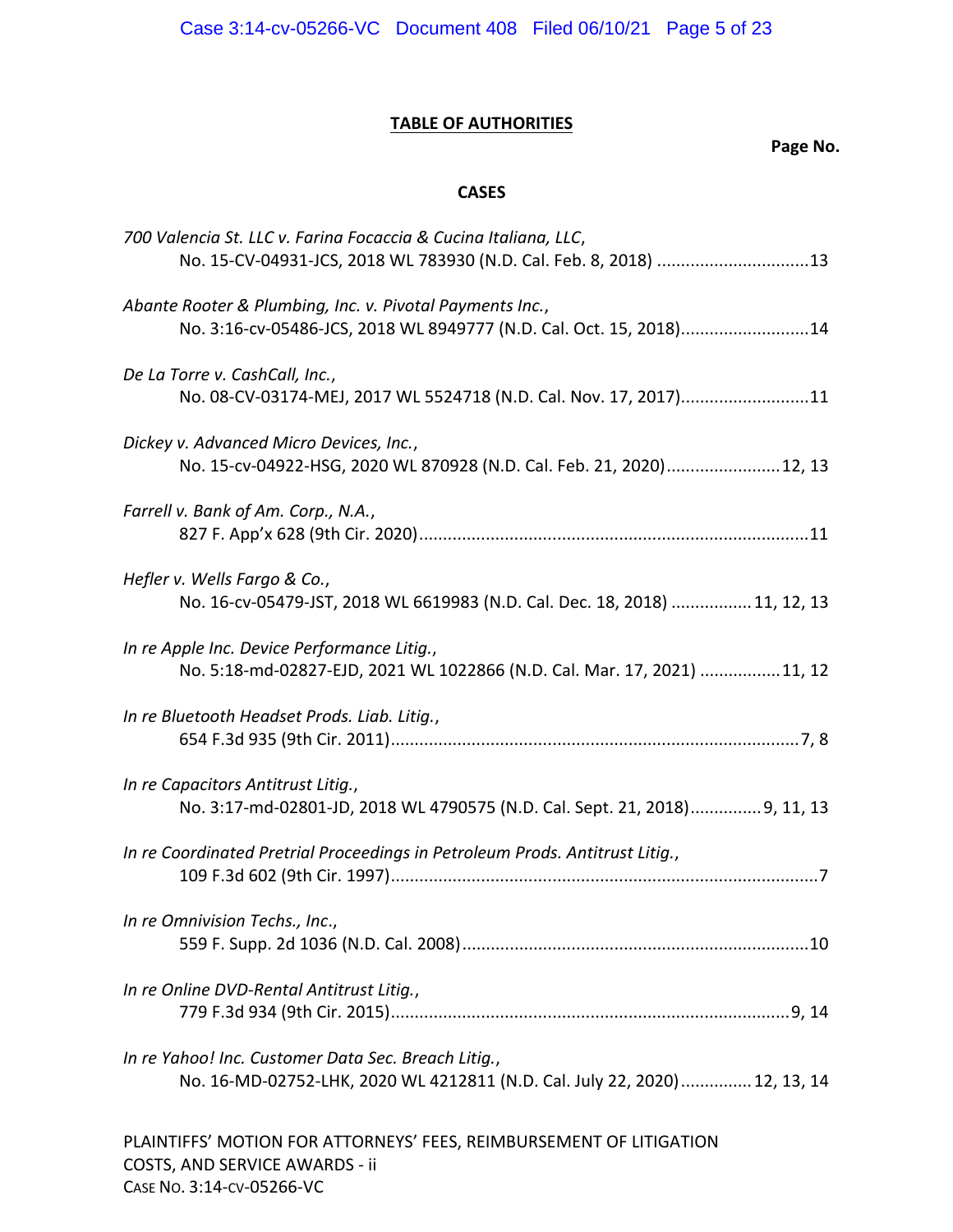## TABLE OF AUTHORITIES

**Page No.**

### CASES

*700 Valencia St. LLC v. Farina Focaccia & Cucina Italiana, LLC*,
No. 15-CV-04931-JCS, 2018 WL 783930 (N.D. Cal. Feb. 8, 2018) ................................13

*Abante Rooter & Plumbing, Inc. v. Pivotal Payments Inc.*,
No. 3:16-cv-05486-JCS, 2018 WL 8949777 (N.D. Cal. Oct. 15, 2018)...........................14

*De La Torre v. CashCall, Inc.*,
No. 08-CV-03174-MEJ, 2017 WL 5524718 (N.D. Cal. Nov. 17, 2017)...........................11

*Dickey v. Advanced Micro Devices, Inc.*,
No. 15-cv-04922-HSG, 2020 WL 870928 (N.D. Cal. Feb. 21, 2020)........................12, 13

*Farrell v. Bank of Am. Corp., N.A.*,
827 F. App'x 628 (9th Cir. 2020)..................................................................................11

*Hefler v. Wells Fargo & Co.*,
No. 16-cv-05479-JST, 2018 WL 6619983 (N.D. Cal. Dec. 18, 2018) ................ 11, 12, 13

*In re Apple Inc. Device Performance Litig.*,
No. 5:18-md-02827-EJD, 2021 WL 1022866 (N.D. Cal. Mar. 17, 2021) ................11, 12

*In re Bluetooth Headset Prods. Liab. Litig.*,
654 F.3d 935 (9th Cir. 2011).....................................................................................7, 8

*In re Capacitors Antitrust Litig.*,
No. 3:17-md-02801-JD, 2018 WL 4790575 (N.D. Cal. Sept. 21, 2018)...............9, 11, 13

*In re Coordinated Pretrial Proceedings in Petroleum Prods. Antitrust Litig.*,
109 F.3d 602 (9th Cir. 1997).........................................................................................7

*In re Omnivision Techs., Inc.*,
559 F. Supp. 2d 1036 (N.D. Cal. 2008)........................................................................10

*In re Online DVD-Rental Antitrust Litig.*,
779 F.3d 934 (9th Cir. 2015)....................................................................................9, 14

*In re Yahoo! Inc. Customer Data Sec. Breach Litig.*,
No. 16-MD-02752-LHK, 2020 WL 4212811 (N.D. Cal. July 22, 2020)............... 12, 13, 14

PLAINTIFFS' MOTION FOR ATTORNEYS' FEES, REIMBURSEMENT OF LITIGATION COSTS, AND SERVICE AWARDS - ii
CASE NO. 3:14-CV-05266-VC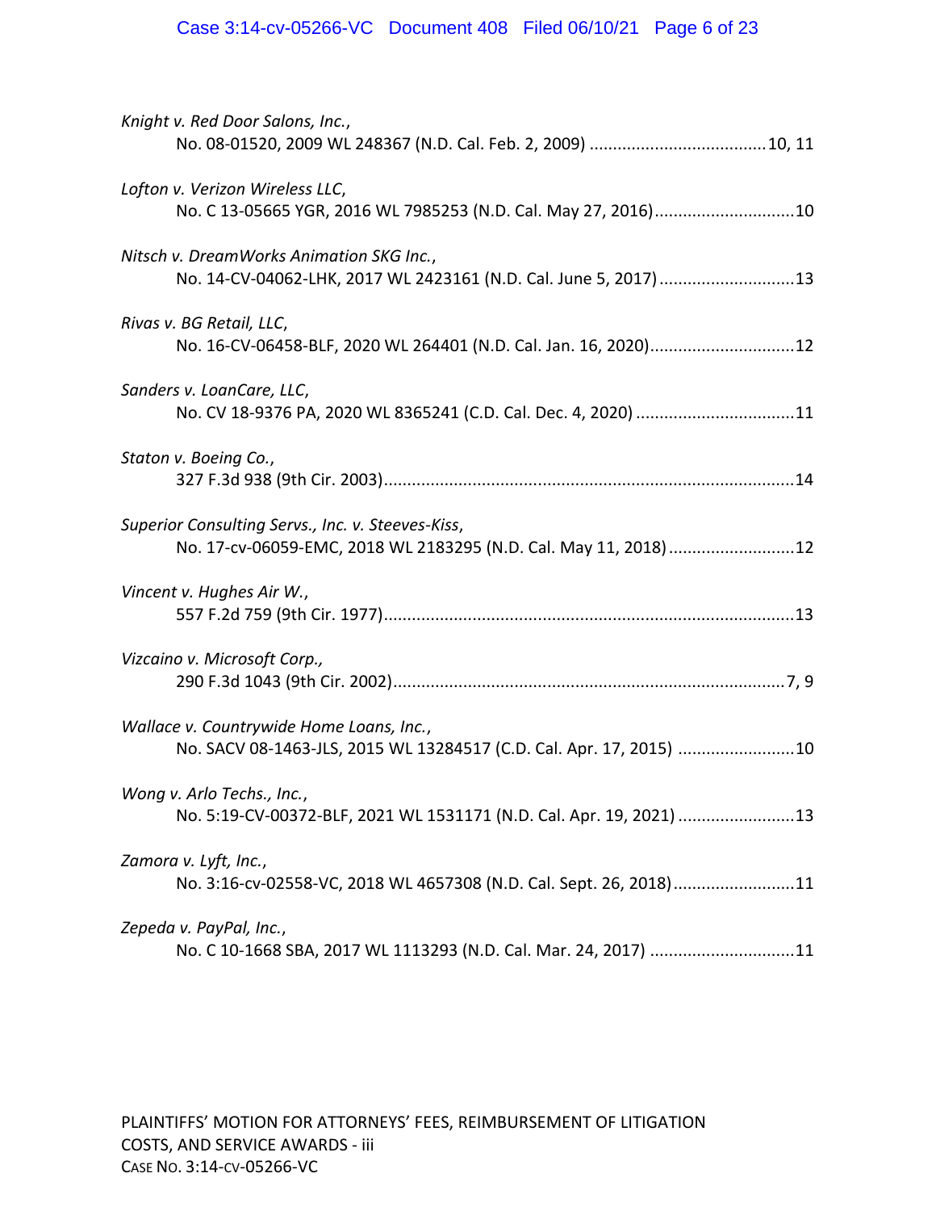*Knight v. Red Door Salons, Inc.*,
No. 08-01520, 2009 WL 248367 (N.D. Cal. Feb. 2, 2009) ..................................... 10, 11

*Lofton v. Verizon Wireless LLC*,
No. C 13-05665 YGR, 2016 WL 7985253 (N.D. Cal. May 27, 2016) ............................. 10

*Nitsch v. DreamWorks Animation SKG Inc.*,
No. 14-CV-04062-LHK, 2017 WL 2423161 (N.D. Cal. June 5, 2017) ............................ 13

*Rivas v. BG Retail, LLC*,
No. 16-CV-06458-BLF, 2020 WL 264401 (N.D. Cal. Jan. 16, 2020) .............................. 12

*Sanders v. LoanCare, LLC*,
No. CV 18-9376 PA, 2020 WL 8365241 (C.D. Cal. Dec. 4, 2020) ................................. 11

*Staton v. Boeing Co.*,
327 F.3d 938 (9th Cir. 2003) ....................................................................................... 14

*Superior Consulting Servs., Inc. v. Steeves-Kiss*,
No. 17-cv-06059-EMC, 2018 WL 2183295 (N.D. Cal. May 11, 2018) .......................... 12

*Vincent v. Hughes Air W.*,
557 F.2d 759 (9th Cir. 1977) ....................................................................................... 13

*Vizcaino v. Microsoft Corp.,*
290 F.3d 1043 (9th Cir. 2002) .................................................................................. 7, 9

*Wallace v. Countrywide Home Loans, Inc.*,
No. SACV 08-1463-JLS, 2015 WL 13284517 (C.D. Cal. Apr. 17, 2015) ......................... 10

*Wong v. Arlo Techs., Inc.*,
No. 5:19-CV-00372-BLF, 2021 WL 1531171 (N.D. Cal. Apr. 19, 2021) ......................... 13

*Zamora v. Lyft, Inc.*,
No. 3:16-cv-02558-VC, 2018 WL 4657308 (N.D. Cal. Sept. 26, 2018) .......................... 11

*Zepeda v. PayPal, Inc.*,
No. C 10-1668 SBA, 2017 WL 1113293 (N.D. Cal. Mar. 24, 2017) .............................. 11

PLAINTIFFS' MOTION FOR ATTORNEYS' FEES, REIMBURSEMENT OF LITIGATION COSTS, AND SERVICE AWARDS - iii
CASE NO. 3:14-CV-05266-VC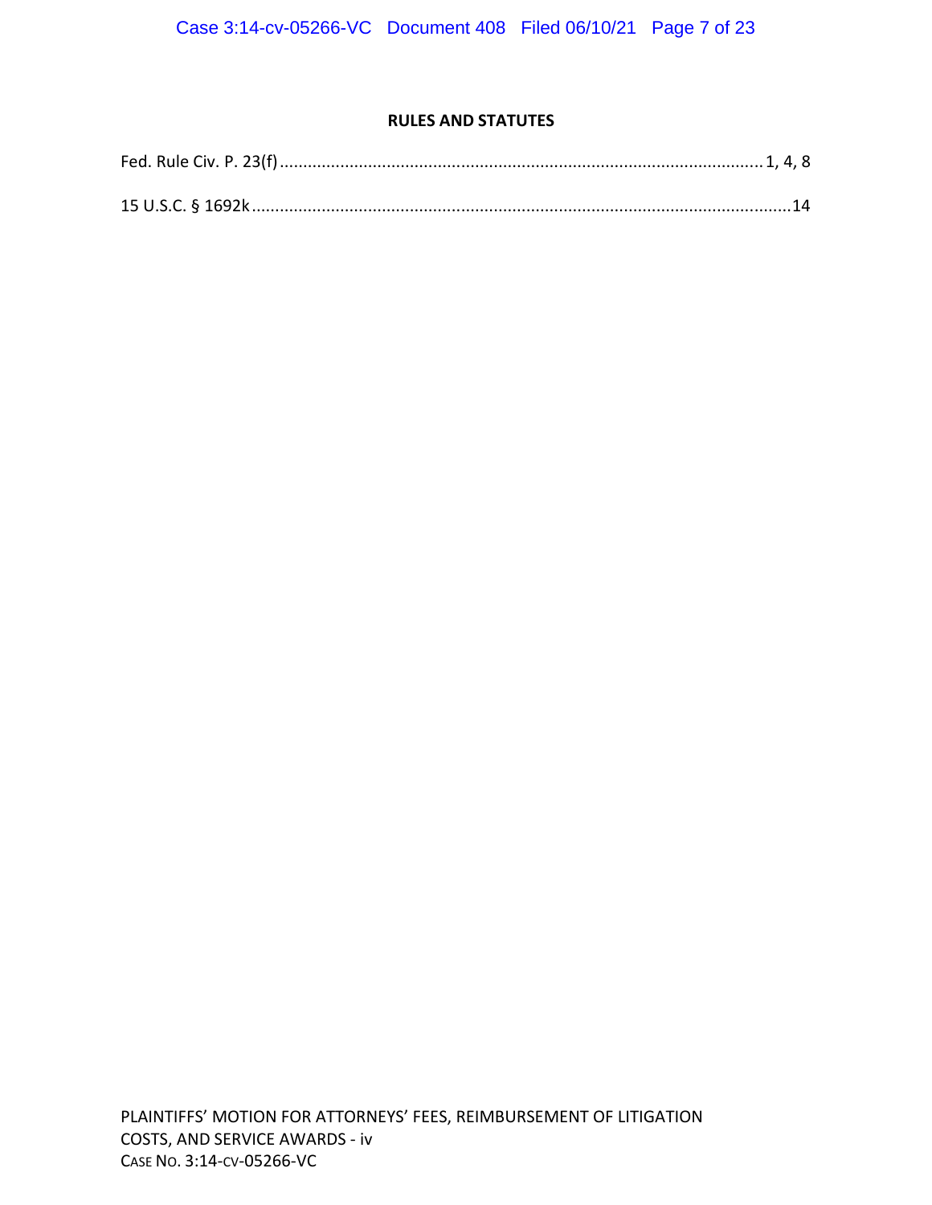**RULES AND STATUTES**

Fed. Rule Civ. P. 23(f) .......................................................................................................... 1, 4, 8

15 U.S.C. § 1692k .......................................................................................................................14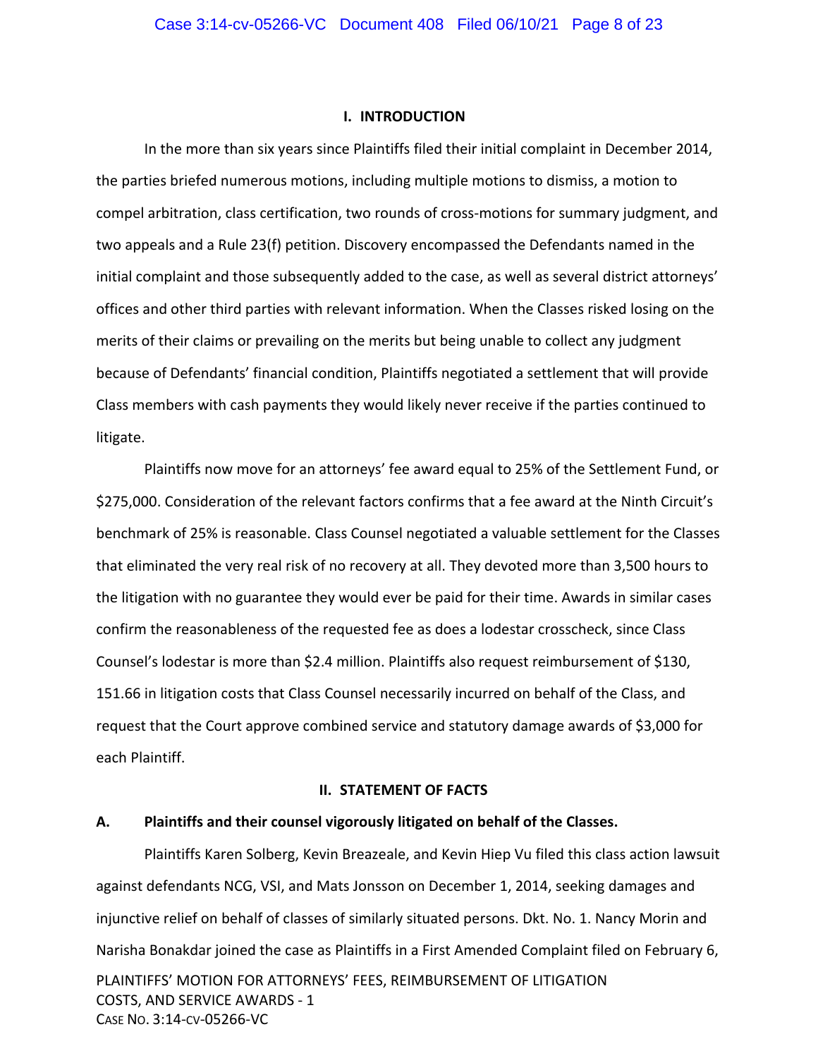## I. INTRODUCTION

In the more than six years since Plaintiffs filed their initial complaint in December 2014, the parties briefed numerous motions, including multiple motions to dismiss, a motion to compel arbitration, class certification, two rounds of cross-motions for summary judgment, and two appeals and a Rule 23(f) petition. Discovery encompassed the Defendants named in the initial complaint and those subsequently added to the case, as well as several district attorneys' offices and other third parties with relevant information. When the Classes risked losing on the merits of their claims or prevailing on the merits but being unable to collect any judgment because of Defendants' financial condition, Plaintiffs negotiated a settlement that will provide Class members with cash payments they would likely never receive if the parties continued to litigate.

Plaintiffs now move for an attorneys' fee award equal to 25% of the Settlement Fund, or $275,000. Consideration of the relevant factors confirms that a fee award at the Ninth Circuit's benchmark of 25% is reasonable. Class Counsel negotiated a valuable settlement for the Classes that eliminated the very real risk of no recovery at all. They devoted more than 3,500 hours to the litigation with no guarantee they would ever be paid for their time. Awards in similar cases confirm the reasonableness of the requested fee as does a lodestar crosscheck, since Class Counsel's lodestar is more than $2.4 million. Plaintiffs also request reimbursement of $130,151.66 in litigation costs that Class Counsel necessarily incurred on behalf of the Class, and request that the Court approve combined service and statutory damage awards of $3,000 for each Plaintiff.

## II. STATEMENT OF FACTS

### A. Plaintiffs and their counsel vigorously litigated on behalf of the Classes.

Plaintiffs Karen Solberg, Kevin Breazeale, and Kevin Hiep Vu filed this class action lawsuit against defendants NCG, VSI, and Mats Jonsson on December 1, 2014, seeking damages and injunctive relief on behalf of classes of similarly situated persons. Dkt. No. 1. Nancy Morin and Narisha Bonakdar joined the case as Plaintiffs in a First Amended Complaint filed on February 6,

PLAINTIFFS' MOTION FOR ATTORNEYS' FEES, REIMBURSEMENT OF LITIGATION COSTS, AND SERVICE AWARDS - 1
CASE NO. 3:14-CV-05266-VC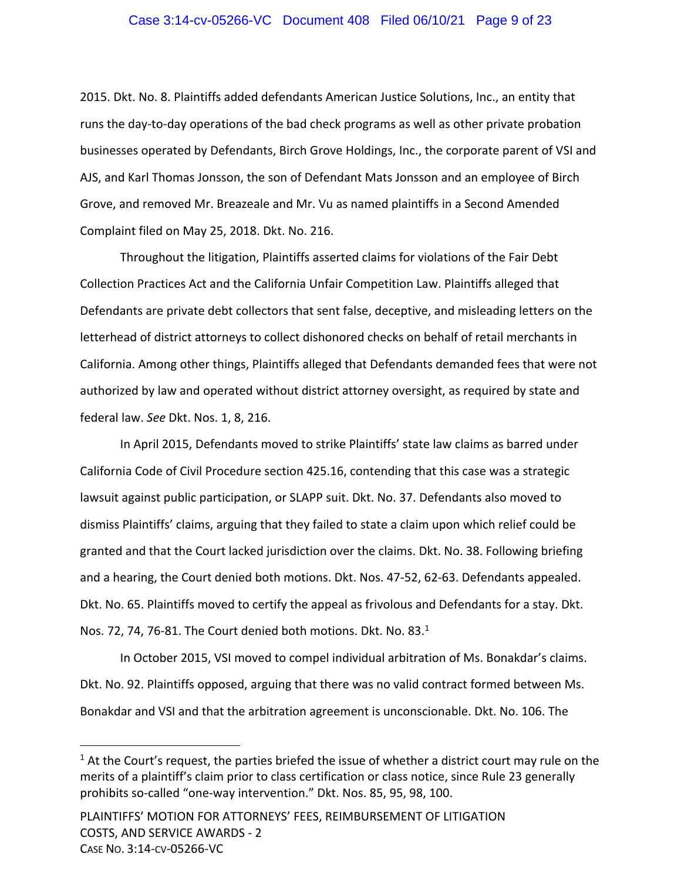2015. Dkt. No. 8. Plaintiffs added defendants American Justice Solutions, Inc., an entity that runs the day-to-day operations of the bad check programs as well as other private probation businesses operated by Defendants, Birch Grove Holdings, Inc., the corporate parent of VSI and AJS, and Karl Thomas Jonsson, the son of Defendant Mats Jonsson and an employee of Birch Grove, and removed Mr. Breazeale and Mr. Vu as named plaintiffs in a Second Amended Complaint filed on May 25, 2018. Dkt. No. 216.

Throughout the litigation, Plaintiffs asserted claims for violations of the Fair Debt Collection Practices Act and the California Unfair Competition Law. Plaintiffs alleged that Defendants are private debt collectors that sent false, deceptive, and misleading letters on the letterhead of district attorneys to collect dishonored checks on behalf of retail merchants in California. Among other things, Plaintiffs alleged that Defendants demanded fees that were not authorized by law and operated without district attorney oversight, as required by state and federal law. *See* Dkt. Nos. 1, 8, 216.

In April 2015, Defendants moved to strike Plaintiffs' state law claims as barred under California Code of Civil Procedure section 425.16, contending that this case was a strategic lawsuit against public participation, or SLAPP suit. Dkt. No. 37. Defendants also moved to dismiss Plaintiffs' claims, arguing that they failed to state a claim upon which relief could be granted and that the Court lacked jurisdiction over the claims. Dkt. No. 38. Following briefing and a hearing, the Court denied both motions. Dkt. Nos. 47-52, 62-63. Defendants appealed. Dkt. No. 65. Plaintiffs moved to certify the appeal as frivolous and Defendants for a stay. Dkt. Nos. 72, 74, 76-81. The Court denied both motions. Dkt. No. 83.[1]

In October 2015, VSI moved to compel individual arbitration of Ms. Bonakdar's claims. Dkt. No. 92. Plaintiffs opposed, arguing that there was no valid contract formed between Ms. Bonakdar and VSI and that the arbitration agreement is unconscionable. Dkt. No. 106. The

---

[1] At the Court's request, the parties briefed the issue of whether a district court may rule on the merits of a plaintiff's claim prior to class certification or class notice, since Rule 23 generally prohibits so-called "one-way intervention." Dkt. Nos. 85, 95, 98, 100.

PLAINTIFFS' MOTION FOR ATTORNEYS' FEES, REIMBURSEMENT OF LITIGATION COSTS, AND SERVICE AWARDS - 2
CASE NO. 3:14-CV-05266-VC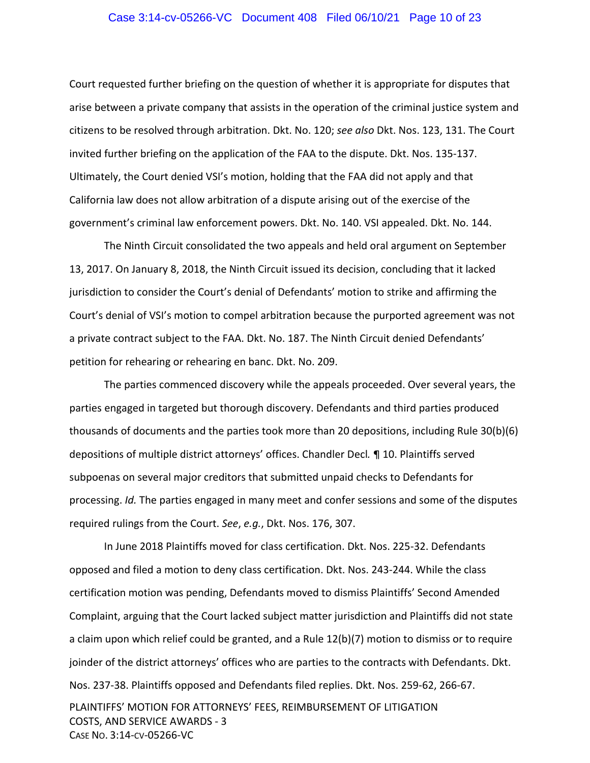Court requested further briefing on the question of whether it is appropriate for disputes that arise between a private company that assists in the operation of the criminal justice system and citizens to be resolved through arbitration. Dkt. No. 120; *see also* Dkt. Nos. 123, 131. The Court invited further briefing on the application of the FAA to the dispute. Dkt. Nos. 135-137. Ultimately, the Court denied VSI's motion, holding that the FAA did not apply and that California law does not allow arbitration of a dispute arising out of the exercise of the government's criminal law enforcement powers. Dkt. No. 140. VSI appealed. Dkt. No. 144.

The Ninth Circuit consolidated the two appeals and held oral argument on September 13, 2017. On January 8, 2018, the Ninth Circuit issued its decision, concluding that it lacked jurisdiction to consider the Court's denial of Defendants' motion to strike and affirming the Court's denial of VSI's motion to compel arbitration because the purported agreement was not a private contract subject to the FAA. Dkt. No. 187. The Ninth Circuit denied Defendants' petition for rehearing or rehearing en banc. Dkt. No. 209.

The parties commenced discovery while the appeals proceeded. Over several years, the parties engaged in targeted but thorough discovery. Defendants and third parties produced thousands of documents and the parties took more than 20 depositions, including Rule 30(b)(6) depositions of multiple district attorneys' offices. Chandler Decl*.* ¶ 10. Plaintiffs served subpoenas on several major creditors that submitted unpaid checks to Defendants for processing. *Id.* The parties engaged in many meet and confer sessions and some of the disputes required rulings from the Court. *See*, *e.g.*, Dkt. Nos. 176, 307.

In June 2018 Plaintiffs moved for class certification. Dkt. Nos. 225-32. Defendants opposed and filed a motion to deny class certification. Dkt. Nos. 243-244. While the class certification motion was pending, Defendants moved to dismiss Plaintiffs' Second Amended Complaint, arguing that the Court lacked subject matter jurisdiction and Plaintiffs did not state a claim upon which relief could be granted, and a Rule 12(b)(7) motion to dismiss or to require joinder of the district attorneys' offices who are parties to the contracts with Defendants. Dkt. Nos. 237-38. Plaintiffs opposed and Defendants filed replies. Dkt. Nos. 259-62, 266-67.

PLAINTIFFS' MOTION FOR ATTORNEYS' FEES, REIMBURSEMENT OF LITIGATION COSTS, AND SERVICE AWARDS - 3
CASE NO. 3:14-CV-05266-VC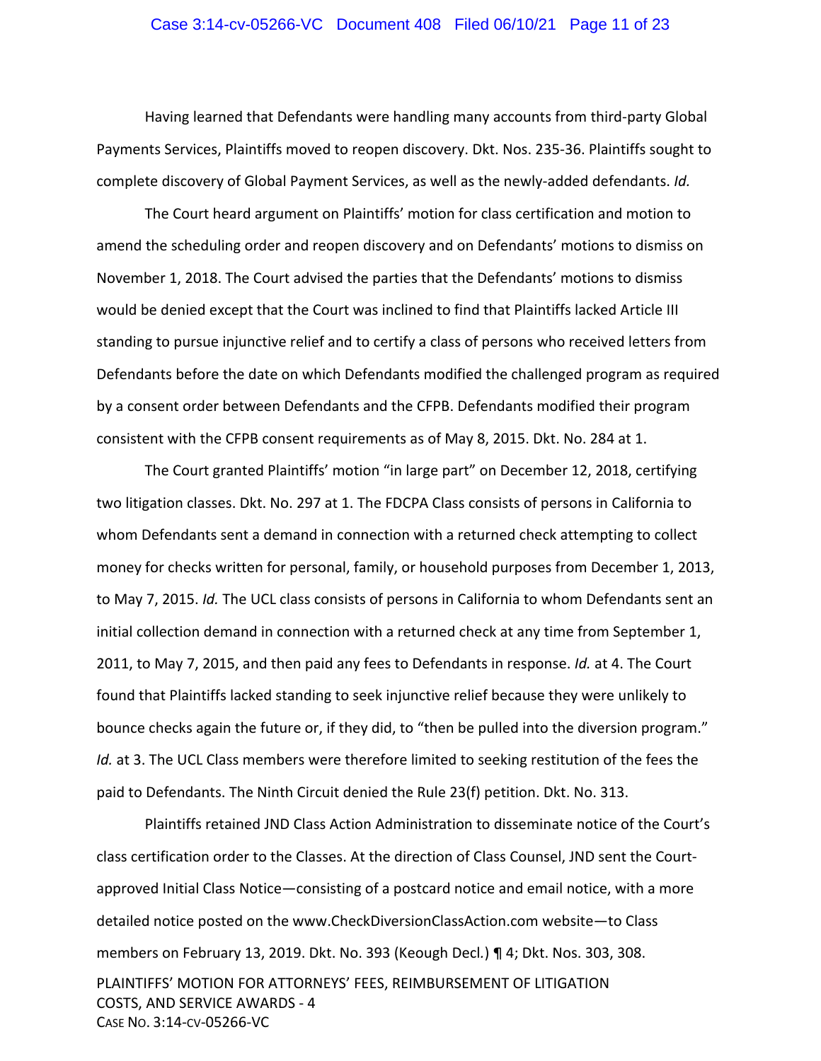Having learned that Defendants were handling many accounts from third-party Global Payments Services, Plaintiffs moved to reopen discovery. Dkt. Nos. 235-36. Plaintiffs sought to complete discovery of Global Payment Services, as well as the newly-added defendants. *Id.*

The Court heard argument on Plaintiffs' motion for class certification and motion to amend the scheduling order and reopen discovery and on Defendants' motions to dismiss on November 1, 2018. The Court advised the parties that the Defendants' motions to dismiss would be denied except that the Court was inclined to find that Plaintiffs lacked Article III standing to pursue injunctive relief and to certify a class of persons who received letters from Defendants before the date on which Defendants modified the challenged program as required by a consent order between Defendants and the CFPB. Defendants modified their program consistent with the CFPB consent requirements as of May 8, 2015. Dkt. No. 284 at 1.

The Court granted Plaintiffs' motion "in large part" on December 12, 2018, certifying two litigation classes. Dkt. No. 297 at 1. The FDCPA Class consists of persons in California to whom Defendants sent a demand in connection with a returned check attempting to collect money for checks written for personal, family, or household purposes from December 1, 2013, to May 7, 2015. *Id.* The UCL class consists of persons in California to whom Defendants sent an initial collection demand in connection with a returned check at any time from September 1, 2011, to May 7, 2015, and then paid any fees to Defendants in response. *Id.* at 4. The Court found that Plaintiffs lacked standing to seek injunctive relief because they were unlikely to bounce checks again the future or, if they did, to "then be pulled into the diversion program." *Id.* at 3. The UCL Class members were therefore limited to seeking restitution of the fees the paid to Defendants. The Ninth Circuit denied the Rule 23(f) petition. Dkt. No. 313.

Plaintiffs retained JND Class Action Administration to disseminate notice of the Court's class certification order to the Classes. At the direction of Class Counsel, JND sent the Court-approved Initial Class Notice—consisting of a postcard notice and email notice, with a more detailed notice posted on the www.CheckDiversionClassAction.com website—to Class members on February 13, 2019. Dkt. No. 393 (Keough Decl.) ¶ 4; Dkt. Nos. 303, 308.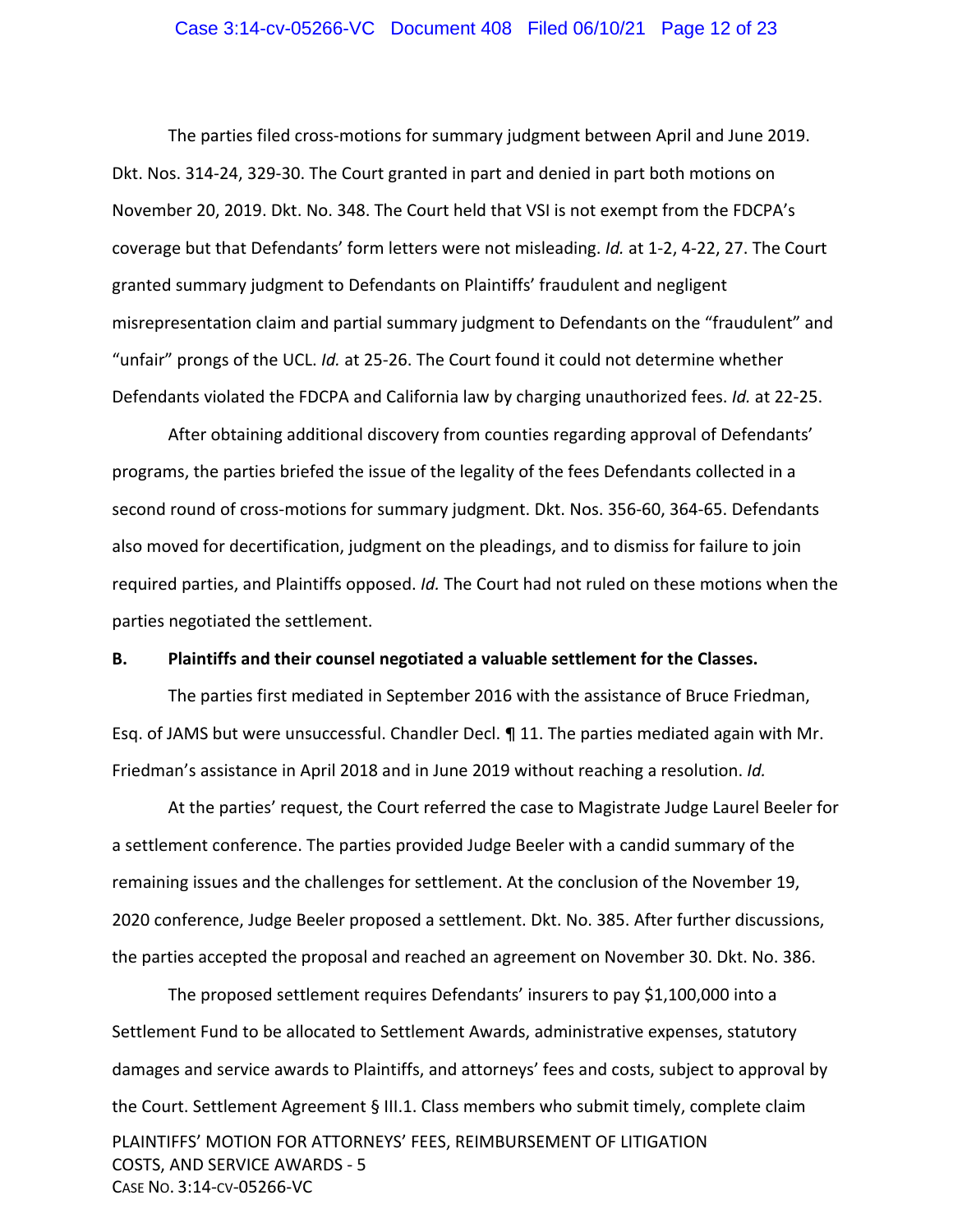The parties filed cross-motions for summary judgment between April and June 2019. Dkt. Nos. 314-24, 329-30. The Court granted in part and denied in part both motions on November 20, 2019. Dkt. No. 348. The Court held that VSI is not exempt from the FDCPA's coverage but that Defendants' form letters were not misleading. *Id.* at 1-2, 4-22, 27. The Court granted summary judgment to Defendants on Plaintiffs' fraudulent and negligent misrepresentation claim and partial summary judgment to Defendants on the "fraudulent" and "unfair" prongs of the UCL. *Id.* at 25-26. The Court found it could not determine whether Defendants violated the FDCPA and California law by charging unauthorized fees. *Id.* at 22-25.

After obtaining additional discovery from counties regarding approval of Defendants' programs, the parties briefed the issue of the legality of the fees Defendants collected in a second round of cross-motions for summary judgment. Dkt. Nos. 356-60, 364-65. Defendants also moved for decertification, judgment on the pleadings, and to dismiss for failure to join required parties, and Plaintiffs opposed. *Id.* The Court had not ruled on these motions when the parties negotiated the settlement.

**B. Plaintiffs and their counsel negotiated a valuable settlement for the Classes.**

The parties first mediated in September 2016 with the assistance of Bruce Friedman, Esq. of JAMS but were unsuccessful. Chandler Decl. ¶ 11. The parties mediated again with Mr. Friedman's assistance in April 2018 and in June 2019 without reaching a resolution. *Id.*

At the parties' request, the Court referred the case to Magistrate Judge Laurel Beeler for a settlement conference. The parties provided Judge Beeler with a candid summary of the remaining issues and the challenges for settlement. At the conclusion of the November 19, 2020 conference, Judge Beeler proposed a settlement. Dkt. No. 385. After further discussions, the parties accepted the proposal and reached an agreement on November 30. Dkt. No. 386.

The proposed settlement requires Defendants' insurers to pay $1,100,000 into a Settlement Fund to be allocated to Settlement Awards, administrative expenses, statutory damages and service awards to Plaintiffs, and attorneys' fees and costs, subject to approval by the Court. Settlement Agreement § III.1. Class members who submit timely, complete claim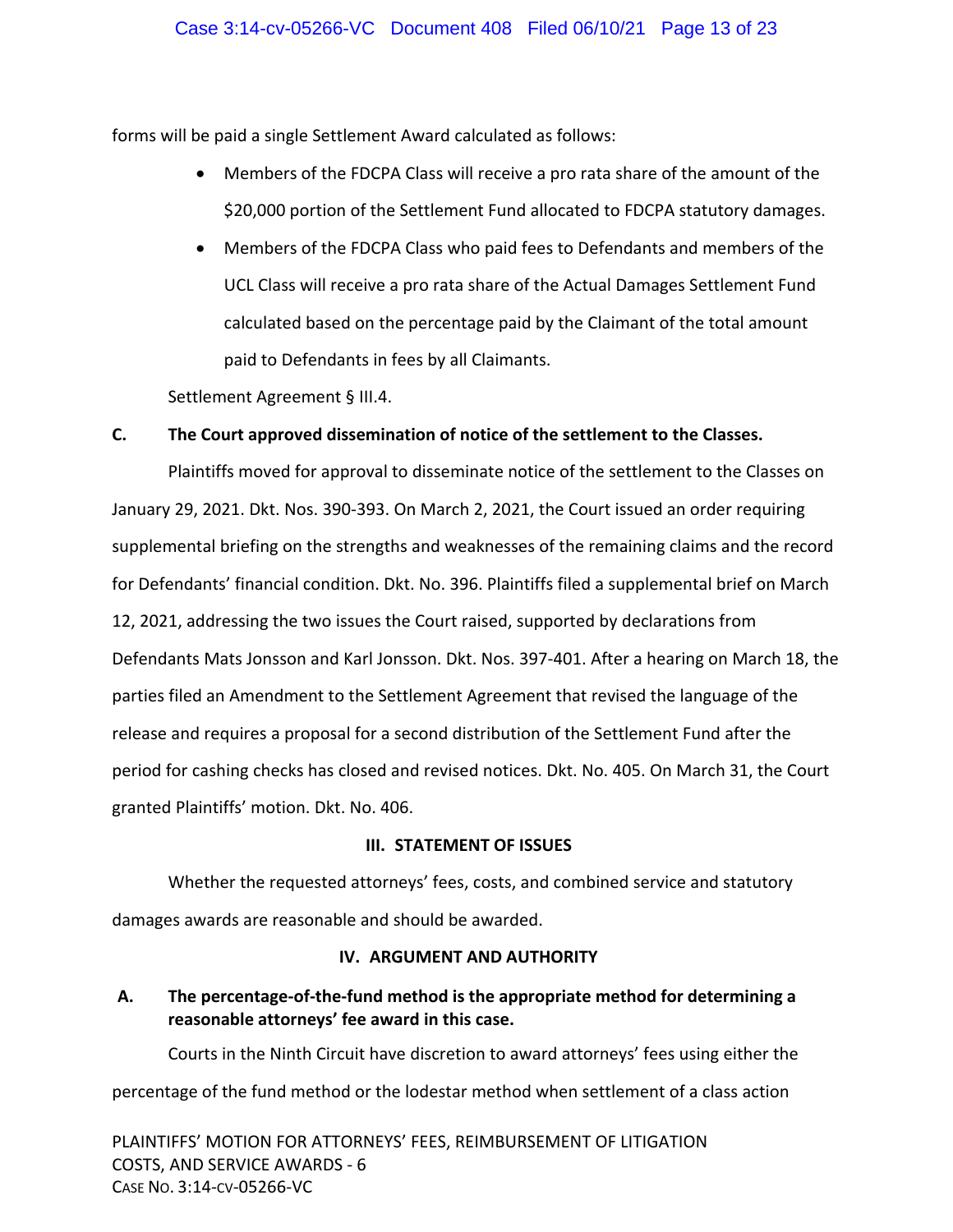forms will be paid a single Settlement Award calculated as follows:

- Members of the FDCPA Class will receive a pro rata share of the amount of the $20,000 portion of the Settlement Fund allocated to FDCPA statutory damages.
- Members of the FDCPA Class who paid fees to Defendants and members of the UCL Class will receive a pro rata share of the Actual Damages Settlement Fund calculated based on the percentage paid by the Claimant of the total amount paid to Defendants in fees by all Claimants.

Settlement Agreement § III.4.

### C. The Court approved dissemination of notice of the settlement to the Classes.

Plaintiffs moved for approval to disseminate notice of the settlement to the Classes on January 29, 2021. Dkt. Nos. 390-393. On March 2, 2021, the Court issued an order requiring supplemental briefing on the strengths and weaknesses of the remaining claims and the record for Defendants' financial condition. Dkt. No. 396. Plaintiffs filed a supplemental brief on March 12, 2021, addressing the two issues the Court raised, supported by declarations from Defendants Mats Jonsson and Karl Jonsson. Dkt. Nos. 397-401. After a hearing on March 18, the parties filed an Amendment to the Settlement Agreement that revised the language of the release and requires a proposal for a second distribution of the Settlement Fund after the period for cashing checks has closed and revised notices. Dkt. No. 405. On March 31, the Court granted Plaintiffs' motion. Dkt. No. 406.

## III. STATEMENT OF ISSUES

Whether the requested attorneys' fees, costs, and combined service and statutory damages awards are reasonable and should be awarded.

## IV. ARGUMENT AND AUTHORITY

### A. The percentage-of-the-fund method is the appropriate method for determining a reasonable attorneys' fee award in this case.

Courts in the Ninth Circuit have discretion to award attorneys' fees using either the percentage of the fund method or the lodestar method when settlement of a class action

PLAINTIFFS' MOTION FOR ATTORNEYS' FEES, REIMBURSEMENT OF LITIGATION COSTS, AND SERVICE AWARDS - 6
CASE NO. 3:14-CV-05266-VC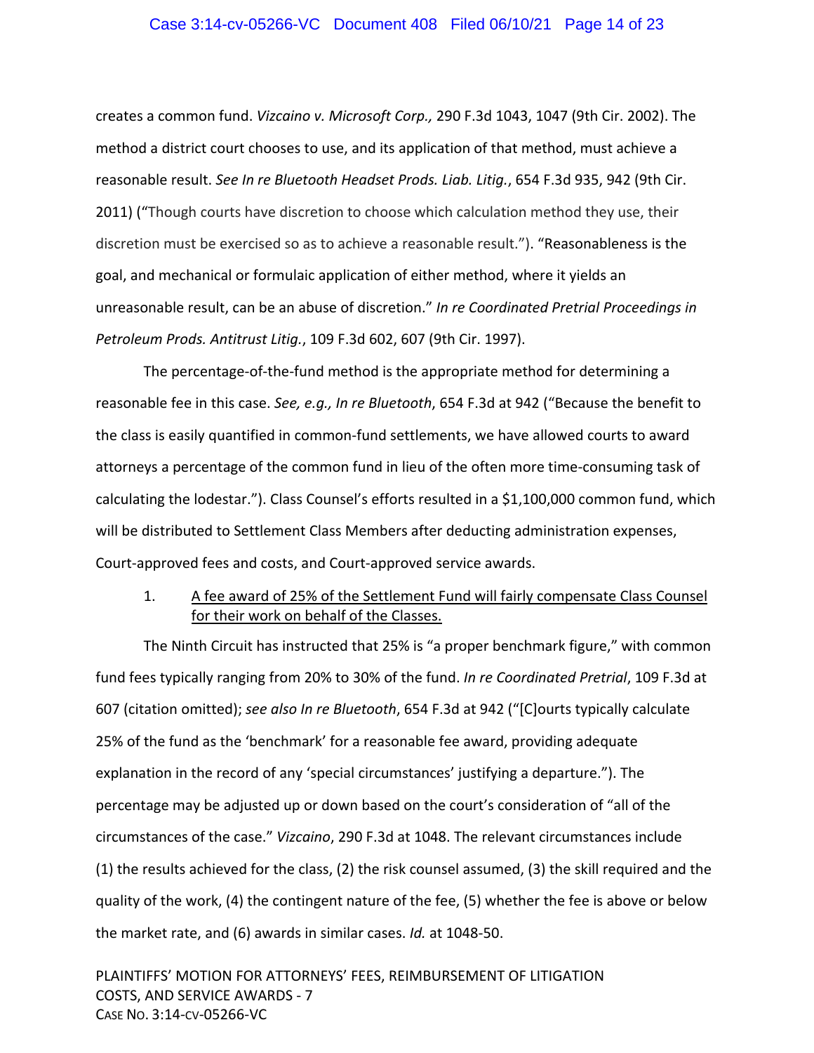creates a common fund. *Vizcaino v. Microsoft Corp.,* 290 F.3d 1043, 1047 (9th Cir. 2002). The method a district court chooses to use, and its application of that method, must achieve a reasonable result. *See In re Bluetooth Headset Prods. Liab. Litig.*, 654 F.3d 935, 942 (9th Cir. 2011) ("Though courts have discretion to choose which calculation method they use, their discretion must be exercised so as to achieve a reasonable result."). "Reasonableness is the goal, and mechanical or formulaic application of either method, where it yields an unreasonable result, can be an abuse of discretion." *In re Coordinated Pretrial Proceedings in Petroleum Prods. Antitrust Litig.*, 109 F.3d 602, 607 (9th Cir. 1997).

The percentage-of-the-fund method is the appropriate method for determining a reasonable fee in this case. *See, e.g., In re Bluetooth*, 654 F.3d at 942 ("Because the benefit to the class is easily quantified in common-fund settlements, we have allowed courts to award attorneys a percentage of the common fund in lieu of the often more time-consuming task of calculating the lodestar."). Class Counsel's efforts resulted in a $1,100,000 common fund, which will be distributed to Settlement Class Members after deducting administration expenses, Court-approved fees and costs, and Court-approved service awards.

1. <u>A fee award of 25% of the Settlement Fund will fairly compensate Class Counsel for their work on behalf of the Classes.</u>

The Ninth Circuit has instructed that 25% is "a proper benchmark figure," with common fund fees typically ranging from 20% to 30% of the fund. *In re Coordinated Pretrial*, 109 F.3d at 607 (citation omitted); *see also In re Bluetooth*, 654 F.3d at 942 ("[C]ourts typically calculate 25% of the fund as the 'benchmark' for a reasonable fee award, providing adequate explanation in the record of any 'special circumstances' justifying a departure."). The percentage may be adjusted up or down based on the court's consideration of "all of the circumstances of the case." *Vizcaino*, 290 F.3d at 1048. The relevant circumstances include (1) the results achieved for the class, (2) the risk counsel assumed, (3) the skill required and the quality of the work, (4) the contingent nature of the fee, (5) whether the fee is above or below the market rate, and (6) awards in similar cases. *Id.* at 1048-50.

PLAINTIFFS' MOTION FOR ATTORNEYS' FEES, REIMBURSEMENT OF LITIGATION COSTS, AND SERVICE AWARDS - 7
CASE NO. 3:14-CV-05266-VC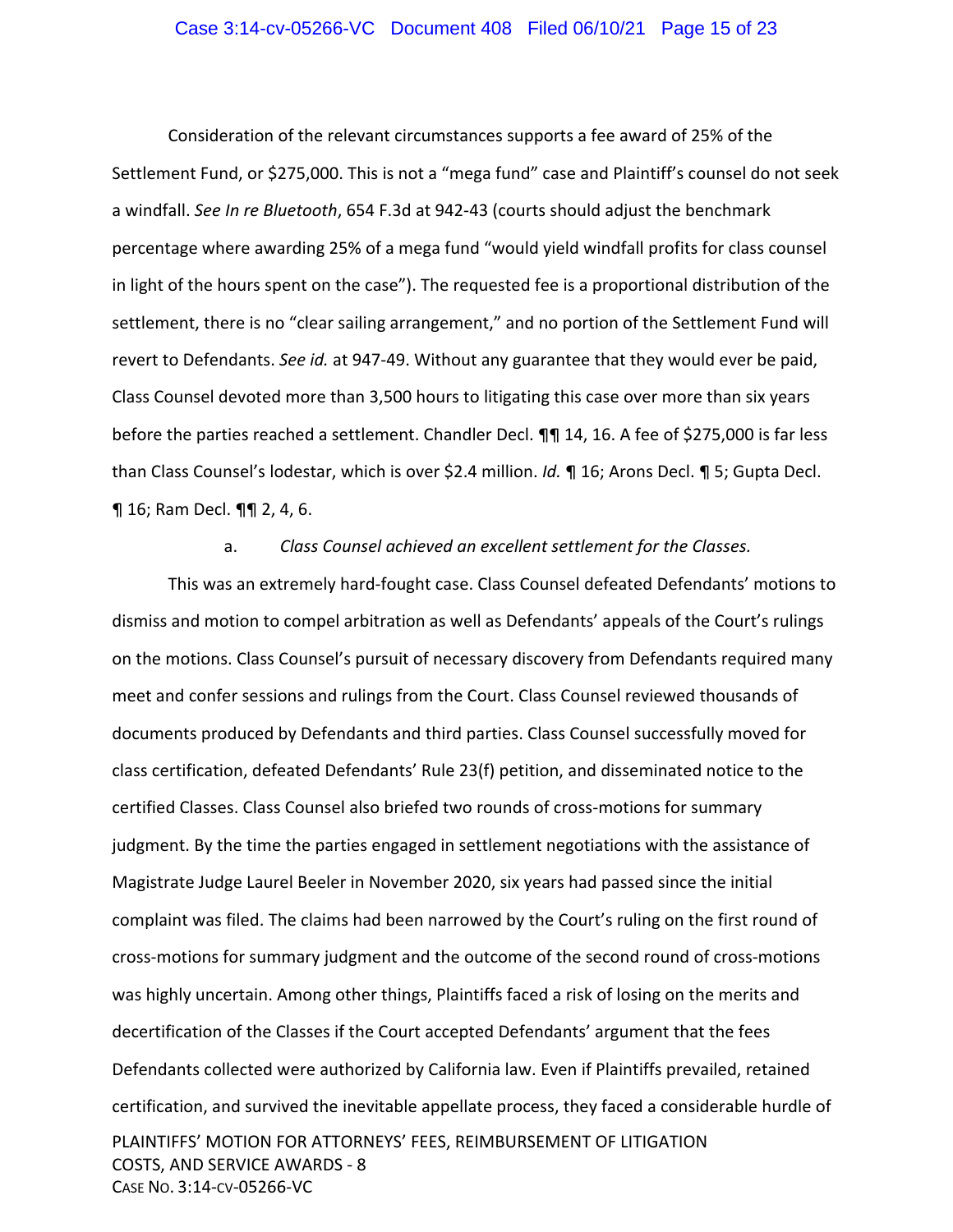Consideration of the relevant circumstances supports a fee award of 25% of the Settlement Fund, or $275,000. This is not a "mega fund" case and Plaintiff's counsel do not seek a windfall. *See In re Bluetooth*, 654 F.3d at 942-43 (courts should adjust the benchmark percentage where awarding 25% of a mega fund "would yield windfall profits for class counsel in light of the hours spent on the case"). The requested fee is a proportional distribution of the settlement, there is no "clear sailing arrangement," and no portion of the Settlement Fund will revert to Defendants. *See id.* at 947-49. Without any guarantee that they would ever be paid, Class Counsel devoted more than 3,500 hours to litigating this case over more than six years before the parties reached a settlement. Chandler Decl. ¶¶ 14, 16. A fee of $275,000 is far less than Class Counsel's lodestar, which is over $2.4 million. *Id.* ¶ 16; Arons Decl. ¶ 5; Gupta Decl. ¶ 16; Ram Decl. ¶¶ 2, 4, 6.

a. *Class Counsel achieved an excellent settlement for the Classes.*

This was an extremely hard-fought case. Class Counsel defeated Defendants' motions to dismiss and motion to compel arbitration as well as Defendants' appeals of the Court's rulings on the motions. Class Counsel's pursuit of necessary discovery from Defendants required many meet and confer sessions and rulings from the Court. Class Counsel reviewed thousands of documents produced by Defendants and third parties. Class Counsel successfully moved for class certification, defeated Defendants' Rule 23(f) petition, and disseminated notice to the certified Classes. Class Counsel also briefed two rounds of cross-motions for summary judgment. By the time the parties engaged in settlement negotiations with the assistance of Magistrate Judge Laurel Beeler in November 2020, six years had passed since the initial complaint was filed. The claims had been narrowed by the Court's ruling on the first round of cross-motions for summary judgment and the outcome of the second round of cross-motions was highly uncertain. Among other things, Plaintiffs faced a risk of losing on the merits and decertification of the Classes if the Court accepted Defendants' argument that the fees Defendants collected were authorized by California law. Even if Plaintiffs prevailed, retained certification, and survived the inevitable appellate process, they faced a considerable hurdle of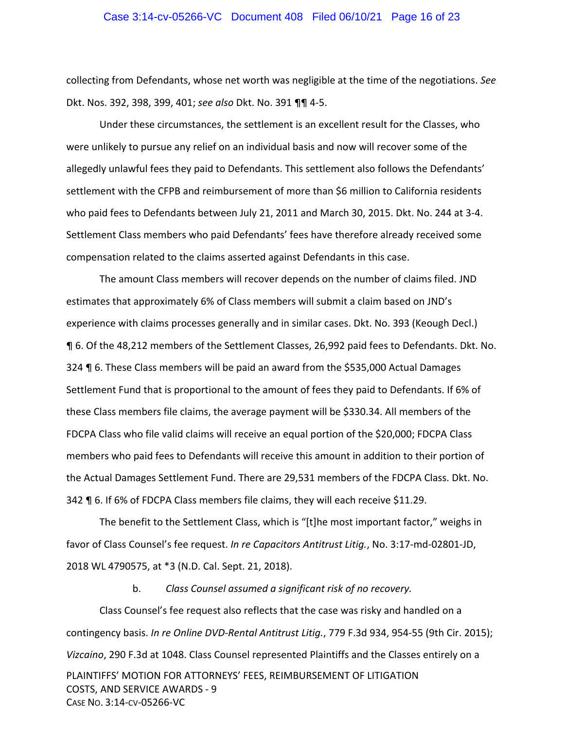collecting from Defendants, whose net worth was negligible at the time of the negotiations. *See* Dkt. Nos. 392, 398, 399, 401; *see also* Dkt. No. 391 ¶¶ 4-5.

Under these circumstances, the settlement is an excellent result for the Classes, who were unlikely to pursue any relief on an individual basis and now will recover some of the allegedly unlawful fees they paid to Defendants. This settlement also follows the Defendants' settlement with the CFPB and reimbursement of more than $6 million to California residents who paid fees to Defendants between July 21, 2011 and March 30, 2015. Dkt. No. 244 at 3-4. Settlement Class members who paid Defendants' fees have therefore already received some compensation related to the claims asserted against Defendants in this case.

The amount Class members will recover depends on the number of claims filed. JND estimates that approximately 6% of Class members will submit a claim based on JND's experience with claims processes generally and in similar cases. Dkt. No. 393 (Keough Decl.) ¶ 6. Of the 48,212 members of the Settlement Classes, 26,992 paid fees to Defendants. Dkt. No. 324 ¶ 6. These Class members will be paid an award from the $535,000 Actual Damages Settlement Fund that is proportional to the amount of fees they paid to Defendants. If 6% of these Class members file claims, the average payment will be $330.34. All members of the FDCPA Class who file valid claims will receive an equal portion of the $20,000; FDCPA Class members who paid fees to Defendants will receive this amount in addition to their portion of the Actual Damages Settlement Fund. There are 29,531 members of the FDCPA Class. Dkt. No. 342 ¶ 6. If 6% of FDCPA Class members file claims, they will each receive $11.29.

The benefit to the Settlement Class, which is "[t]he most important factor," weighs in favor of Class Counsel's fee request. *In re Capacitors Antitrust Litig.*, No. 3:17-md-02801-JD, 2018 WL 4790575, at *3 (N.D. Cal. Sept. 21, 2018).

b. *Class Counsel assumed a significant risk of no recovery.*

Class Counsel's fee request also reflects that the case was risky and handled on a contingency basis. *In re Online DVD-Rental Antitrust Litig.*, 779 F.3d 934, 954-55 (9th Cir. 2015); *Vizcaino*, 290 F.3d at 1048. Class Counsel represented Plaintiffs and the Classes entirely on a

PLAINTIFFS' MOTION FOR ATTORNEYS' FEES, REIMBURSEMENT OF LITIGATION COSTS, AND SERVICE AWARDS - 9
CASE NO. 3:14-CV-05266-VC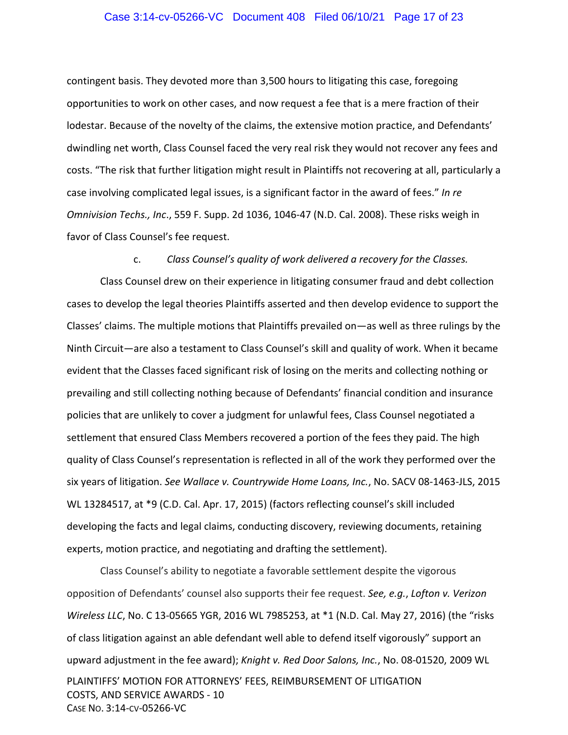contingent basis. They devoted more than 3,500 hours to litigating this case, foregoing opportunities to work on other cases, and now request a fee that is a mere fraction of their lodestar. Because of the novelty of the claims, the extensive motion practice, and Defendants' dwindling net worth, Class Counsel faced the very real risk they would not recover any fees and costs. "The risk that further litigation might result in Plaintiffs not recovering at all, particularly a case involving complicated legal issues, is a significant factor in the award of fees." *In re Omnivision Techs., Inc.*, 559 F. Supp. 2d 1036, 1046-47 (N.D. Cal. 2008). These risks weigh in favor of Class Counsel's fee request.

c. *Class Counsel's quality of work delivered a recovery for the Classes.*

Class Counsel drew on their experience in litigating consumer fraud and debt collection cases to develop the legal theories Plaintiffs asserted and then develop evidence to support the Classes' claims. The multiple motions that Plaintiffs prevailed on—as well as three rulings by the Ninth Circuit—are also a testament to Class Counsel's skill and quality of work. When it became evident that the Classes faced significant risk of losing on the merits and collecting nothing or prevailing and still collecting nothing because of Defendants' financial condition and insurance policies that are unlikely to cover a judgment for unlawful fees, Class Counsel negotiated a settlement that ensured Class Members recovered a portion of the fees they paid. The high quality of Class Counsel's representation is reflected in all of the work they performed over the six years of litigation. *See Wallace v. Countrywide Home Loans, Inc.*, No. SACV 08-1463-JLS, 2015 WL 13284517, at *9 (C.D. Cal. Apr. 17, 2015) (factors reflecting counsel's skill included developing the facts and legal claims, conducting discovery, reviewing documents, retaining experts, motion practice, and negotiating and drafting the settlement).

Class Counsel's ability to negotiate a favorable settlement despite the vigorous opposition of Defendants' counsel also supports their fee request. *See, e.g.*, *Lofton v. Verizon Wireless LLC*, No. C 13-05665 YGR, 2016 WL 7985253, at *1 (N.D. Cal. May 27, 2016) (the "risks of class litigation against an able defendant well able to defend itself vigorously" support an upward adjustment in the fee award); *Knight v. Red Door Salons, Inc.*, No. 08-01520, 2009 WL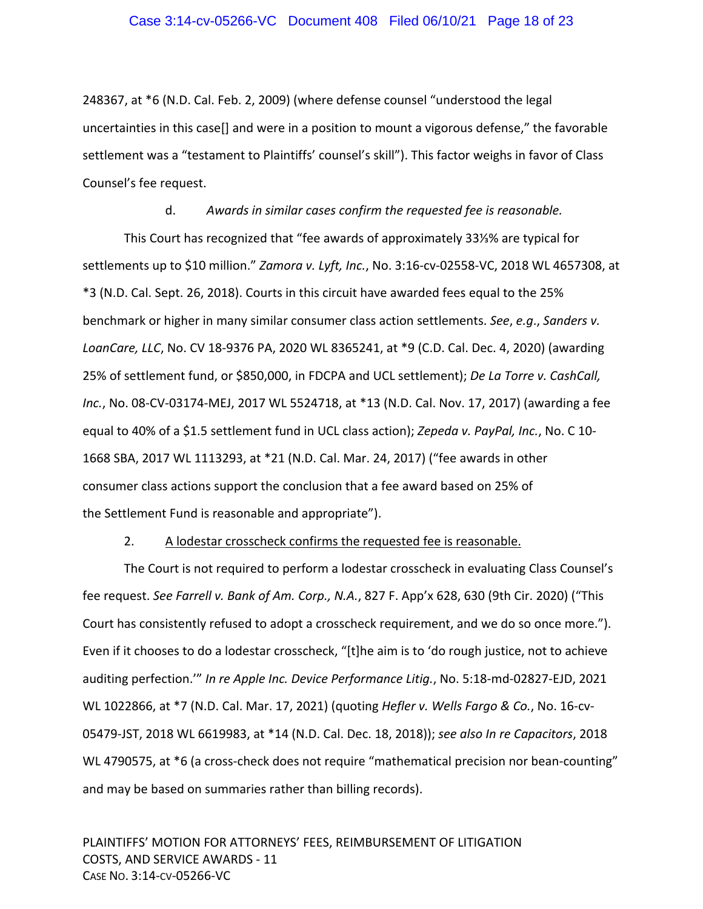248367, at *6 (N.D. Cal. Feb. 2, 2009) (where defense counsel "understood the legal uncertainties in this case[] and were in a position to mount a vigorous defense," the favorable settlement was a "testament to Plaintiffs' counsel's skill"). This factor weighs in favor of Class Counsel's fee request.

d. *Awards in similar cases confirm the requested fee is reasonable.*

This Court has recognized that "fee awards of approximately 33⅓% are typical for settlements up to $10 million." *Zamora v. Lyft, Inc.*, No. 3:16-cv-02558-VC, 2018 WL 4657308, at *3 (N.D. Cal. Sept. 26, 2018). Courts in this circuit have awarded fees equal to the 25% benchmark or higher in many similar consumer class action settlements. *See*, *e.g*., *Sanders v. LoanCare, LLC*, No. CV 18-9376 PA, 2020 WL 8365241, at *9 (C.D. Cal. Dec. 4, 2020) (awarding 25% of settlement fund, or $850,000, in FDCPA and UCL settlement); *De La Torre v. CashCall, Inc.*, No. 08-CV-03174-MEJ, 2017 WL 5524718, at *13 (N.D. Cal. Nov. 17, 2017) (awarding a fee equal to 40% of a $1.5 settlement fund in UCL class action); *Zepeda v. PayPal, Inc.*, No. C 10-1668 SBA, 2017 WL 1113293, at *21 (N.D. Cal. Mar. 24, 2017) ("fee awards in other consumer class actions support the conclusion that a fee award based on 25% of the Settlement Fund is reasonable and appropriate").

2. A lodestar crosscheck confirms the requested fee is reasonable.

The Court is not required to perform a lodestar crosscheck in evaluating Class Counsel's fee request. *See Farrell v. Bank of Am. Corp., N.A.*, 827 F. App'x 628, 630 (9th Cir. 2020) ("This Court has consistently refused to adopt a crosscheck requirement, and we do so once more."). Even if it chooses to do a lodestar crosscheck, "[t]he aim is to 'do rough justice, not to achieve auditing perfection.'" *In re Apple Inc. Device Performance Litig.*, No. 5:18-md-02827-EJD, 2021 WL 1022866, at *7 (N.D. Cal. Mar. 17, 2021) (quoting *Hefler v. Wells Fargo & Co.*, No. 16-cv-05479-JST, 2018 WL 6619983, at *14 (N.D. Cal. Dec. 18, 2018)); *see also In re Capacitors*, 2018 WL 4790575, at *6 (a cross-check does not require "mathematical precision nor bean-counting" and may be based on summaries rather than billing records).

PLAINTIFFS' MOTION FOR ATTORNEYS' FEES, REIMBURSEMENT OF LITIGATION COSTS, AND SERVICE AWARDS - 11
CASE NO. 3:14-CV-05266-VC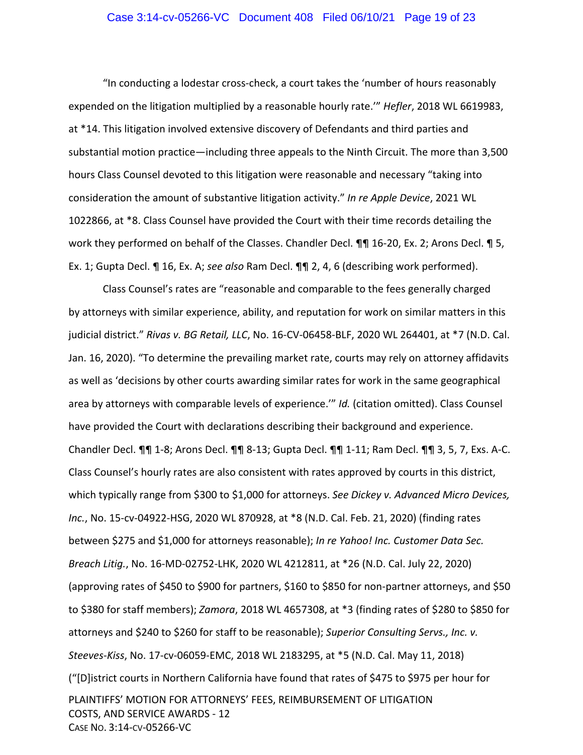"In conducting a lodestar cross-check, a court takes the 'number of hours reasonably expended on the litigation multiplied by a reasonable hourly rate.'" *Hefler*, 2018 WL 6619983, at *14. This litigation involved extensive discovery of Defendants and third parties and substantial motion practice—including three appeals to the Ninth Circuit. The more than 3,500 hours Class Counsel devoted to this litigation were reasonable and necessary "taking into consideration the amount of substantive litigation activity." *In re Apple Device*, 2021 WL 1022866, at *8. Class Counsel have provided the Court with their time records detailing the work they performed on behalf of the Classes. Chandler Decl. ¶¶ 16-20, Ex. 2; Arons Decl. ¶ 5, Ex. 1; Gupta Decl. ¶ 16, Ex. A; *see also* Ram Decl. ¶¶ 2, 4, 6 (describing work performed).

Class Counsel's rates are "reasonable and comparable to the fees generally charged by attorneys with similar experience, ability, and reputation for work on similar matters in this judicial district." *Rivas v. BG Retail, LLC*, No. 16-CV-06458-BLF, 2020 WL 264401, at *7 (N.D. Cal. Jan. 16, 2020). "To determine the prevailing market rate, courts may rely on attorney affidavits as well as 'decisions by other courts awarding similar rates for work in the same geographical area by attorneys with comparable levels of experience.'" *Id.* (citation omitted). Class Counsel have provided the Court with declarations describing their background and experience. Chandler Decl. ¶¶ 1-8; Arons Decl. ¶¶ 8-13; Gupta Decl. ¶¶ 1-11; Ram Decl. ¶¶ 3, 5, 7, Exs. A-C. Class Counsel's hourly rates are also consistent with rates approved by courts in this district, which typically range from $300 to $1,000 for attorneys. *See Dickey v. Advanced Micro Devices, Inc.*, No. 15-cv-04922-HSG, 2020 WL 870928, at *8 (N.D. Cal. Feb. 21, 2020) (finding rates between $275 and $1,000 for attorneys reasonable); *In re Yahoo! Inc. Customer Data Sec. Breach Litig.*, No. 16-MD-02752-LHK, 2020 WL 4212811, at *26 (N.D. Cal. July 22, 2020) (approving rates of $450 to $900 for partners, $160 to $850 for non-partner attorneys, and $50 to $380 for staff members); *Zamora*, 2018 WL 4657308, at *3 (finding rates of $280 to $850 for attorneys and $240 to $260 for staff to be reasonable); *Superior Consulting Servs., Inc. v. Steeves-Kiss*, No. 17-cv-06059-EMC, 2018 WL 2183295, at *5 (N.D. Cal. May 11, 2018) ("[D]istrict courts in Northern California have found that rates of $475 to $975 per hour for

PLAINTIFFS' MOTION FOR ATTORNEYS' FEES, REIMBURSEMENT OF LITIGATION COSTS, AND SERVICE AWARDS - 12
CASE NO. 3:14-CV-05266-VC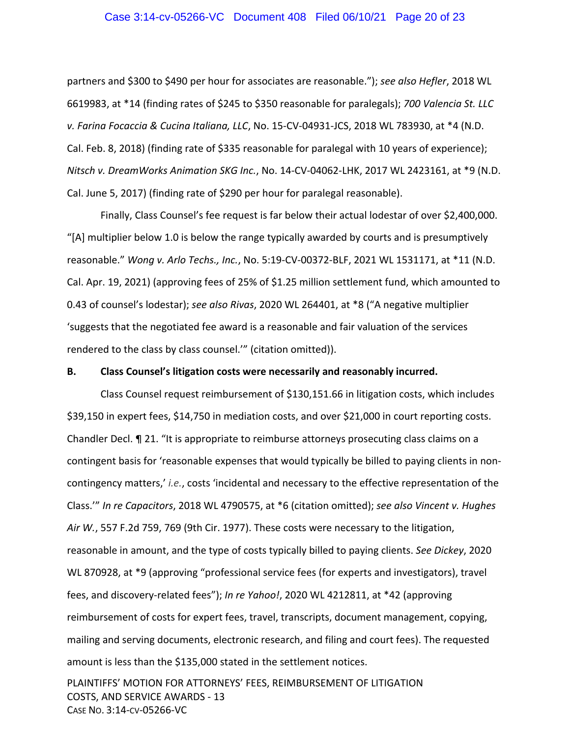partners and $300 to $490 per hour for associates are reasonable."); *see also Hefler*, 2018 WL 6619983, at *14 (finding rates of $245 to $350 reasonable for paralegals); *700 Valencia St. LLC v. Farina Focaccia & Cucina Italiana, LLC*, No. 15-CV-04931-JCS, 2018 WL 783930, at *4 (N.D. Cal. Feb. 8, 2018) (finding rate of $335 reasonable for paralegal with 10 years of experience); *Nitsch v. DreamWorks Animation SKG Inc.*, No. 14-CV-04062-LHK, 2017 WL 2423161, at *9 (N.D. Cal. June 5, 2017) (finding rate of $290 per hour for paralegal reasonable).

Finally, Class Counsel's fee request is far below their actual lodestar of over $2,400,000. "[A] multiplier below 1.0 is below the range typically awarded by courts and is presumptively reasonable." *Wong v. Arlo Techs., Inc.*, No. 5:19-CV-00372-BLF, 2021 WL 1531171, at *11 (N.D. Cal. Apr. 19, 2021) (approving fees of 25% of $1.25 million settlement fund, which amounted to 0.43 of counsel's lodestar); *see also Rivas*, 2020 WL 264401, at *8 ("A negative multiplier 'suggests that the negotiated fee award is a reasonable and fair valuation of the services rendered to the class by class counsel.'" (citation omitted)).

**B. Class Counsel's litigation costs were necessarily and reasonably incurred.**

Class Counsel request reimbursement of $130,151.66 in litigation costs, which includes $39,150 in expert fees, $14,750 in mediation costs, and over $21,000 in court reporting costs. Chandler Decl. ¶ 21. "It is appropriate to reimburse attorneys prosecuting class claims on a contingent basis for 'reasonable expenses that would typically be billed to paying clients in non-contingency matters,' *i.e.*, costs 'incidental and necessary to the effective representation of the Class.'" *In re Capacitors*, 2018 WL 4790575, at *6 (citation omitted); *see also Vincent v. Hughes Air W.*, 557 F.2d 759, 769 (9th Cir. 1977). These costs were necessary to the litigation, reasonable in amount, and the type of costs typically billed to paying clients. *See Dickey*, 2020 WL 870928, at *9 (approving "professional service fees (for experts and investigators), travel fees, and discovery-related fees"); *In re Yahoo!*, 2020 WL 4212811, at *42 (approving reimbursement of costs for expert fees, travel, transcripts, document management, copying, mailing and serving documents, electronic research, and filing and court fees). The requested amount is less than the $135,000 stated in the settlement notices.

PLAINTIFFS' MOTION FOR ATTORNEYS' FEES, REIMBURSEMENT OF LITIGATION COSTS, AND SERVICE AWARDS - 13
CASE NO. 3:14-CV-05266-VC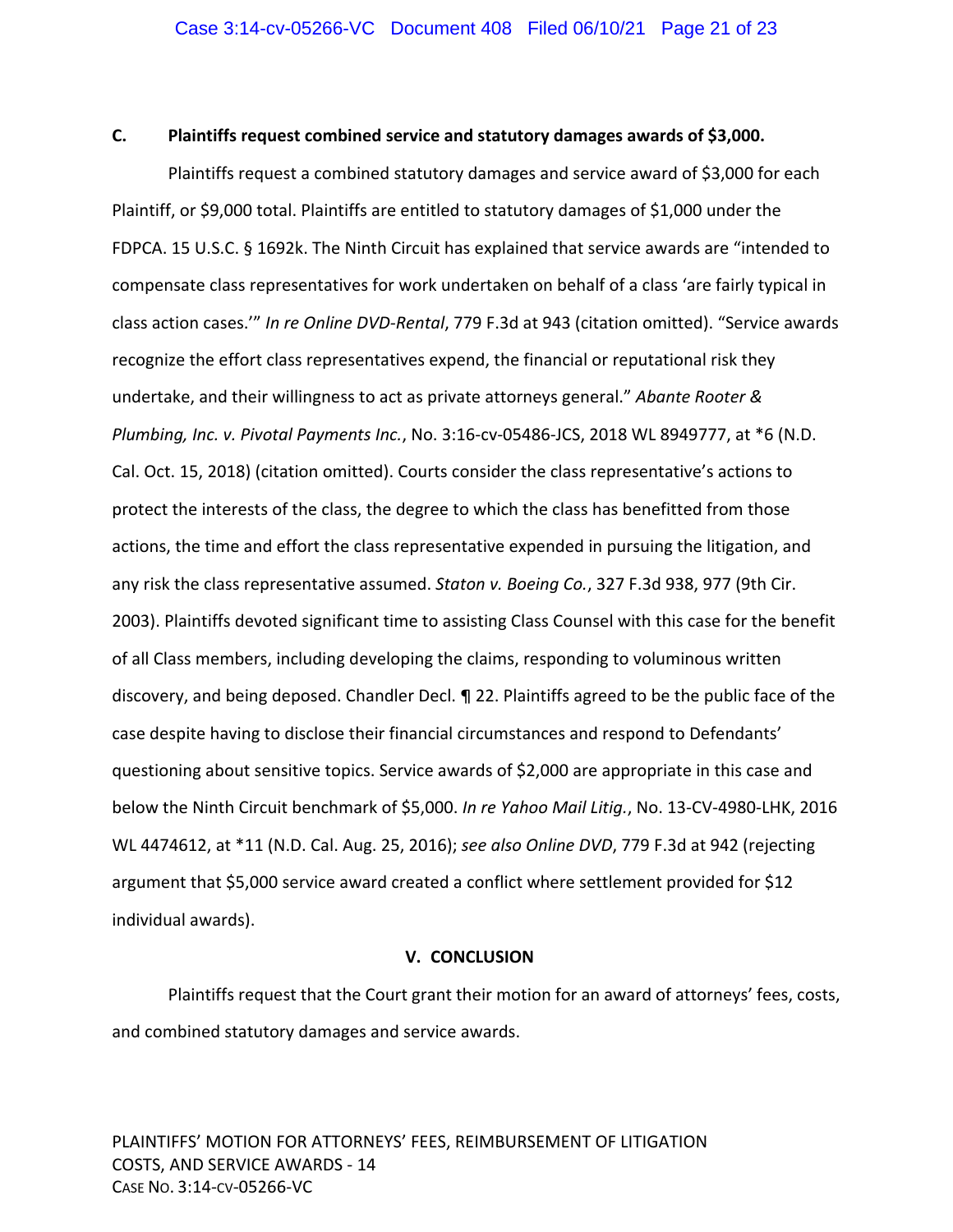### C. Plaintiffs request combined service and statutory damages awards of $3,000.

Plaintiffs request a combined statutory damages and service award of $3,000 for each Plaintiff, or $9,000 total. Plaintiffs are entitled to statutory damages of $1,000 under the FDPCA. 15 U.S.C. § 1692k. The Ninth Circuit has explained that service awards are "intended to compensate class representatives for work undertaken on behalf of a class 'are fairly typical in class action cases.'" *In re Online DVD-Rental*, 779 F.3d at 943 (citation omitted). "Service awards recognize the effort class representatives expend, the financial or reputational risk they undertake, and their willingness to act as private attorneys general." *Abante Rooter & Plumbing, Inc. v. Pivotal Payments Inc.*, No. 3:16-cv-05486-JCS, 2018 WL 8949777, at *6 (N.D. Cal. Oct. 15, 2018) (citation omitted). Courts consider the class representative's actions to protect the interests of the class, the degree to which the class has benefitted from those actions, the time and effort the class representative expended in pursuing the litigation, and any risk the class representative assumed. *Staton v. Boeing Co.*, 327 F.3d 938, 977 (9th Cir. 2003). Plaintiffs devoted significant time to assisting Class Counsel with this case for the benefit of all Class members, including developing the claims, responding to voluminous written discovery, and being deposed. Chandler Decl. ¶ 22. Plaintiffs agreed to be the public face of the case despite having to disclose their financial circumstances and respond to Defendants' questioning about sensitive topics. Service awards of $2,000 are appropriate in this case and below the Ninth Circuit benchmark of $5,000. *In re Yahoo Mail Litig.*, No. 13-CV-4980-LHK, 2016 WL 4474612, at *11 (N.D. Cal. Aug. 25, 2016); *see also Online DVD*, 779 F.3d at 942 (rejecting argument that $5,000 service award created a conflict where settlement provided for $12 individual awards).

## V. CONCLUSION

Plaintiffs request that the Court grant their motion for an award of attorneys' fees, costs, and combined statutory damages and service awards.

PLAINTIFFS' MOTION FOR ATTORNEYS' FEES, REIMBURSEMENT OF LITIGATION COSTS, AND SERVICE AWARDS - 14
CASE NO. 3:14-CV-05266-VC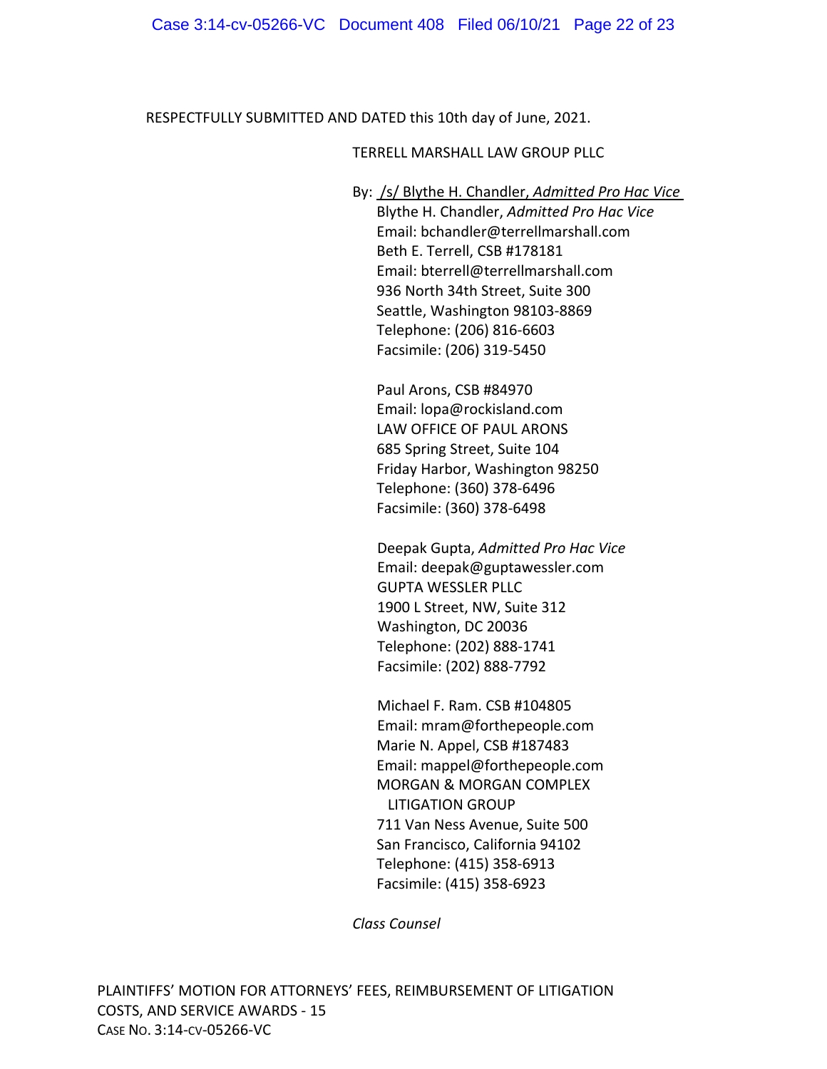RESPECTFULLY SUBMITTED AND DATED this 10th day of June, 2021.

TERRELL MARSHALL LAW GROUP PLLC

By: /s/ Blythe H. Chandler, *Admitted Pro Hac Vice*
Blythe H. Chandler, *Admitted Pro Hac Vice*
Email: bchandler@terrellmarshall.com
Beth E. Terrell, CSB #178181
Email: bterrell@terrellmarshall.com
936 North 34th Street, Suite 300
Seattle, Washington 98103-8869
Telephone: (206) 816-6603
Facsimile: (206) 319-5450

Paul Arons, CSB #84970
Email: lopa@rockisland.com
LAW OFFICE OF PAUL ARONS
685 Spring Street, Suite 104
Friday Harbor, Washington 98250
Telephone: (360) 378-6496
Facsimile: (360) 378-6498

Deepak Gupta, *Admitted Pro Hac Vice*
Email: deepak@guptawessler.com
GUPTA WESSLER PLLC
1900 L Street, NW, Suite 312
Washington, DC 20036
Telephone: (202) 888-1741
Facsimile: (202) 888-7792

Michael F. Ram. CSB #104805
Email: mram@forthepeople.com
Marie N. Appel, CSB #187483
Email: mappel@forthepeople.com
MORGAN & MORGAN COMPLEX LITIGATION GROUP
711 Van Ness Avenue, Suite 500
San Francisco, California 94102
Telephone: (415) 358-6913
Facsimile: (415) 358-6923

*Class Counsel*

PLAINTIFFS' MOTION FOR ATTORNEYS' FEES, REIMBURSEMENT OF LITIGATION COSTS, AND SERVICE AWARDS - 15
CASE NO. 3:14-CV-05266-VC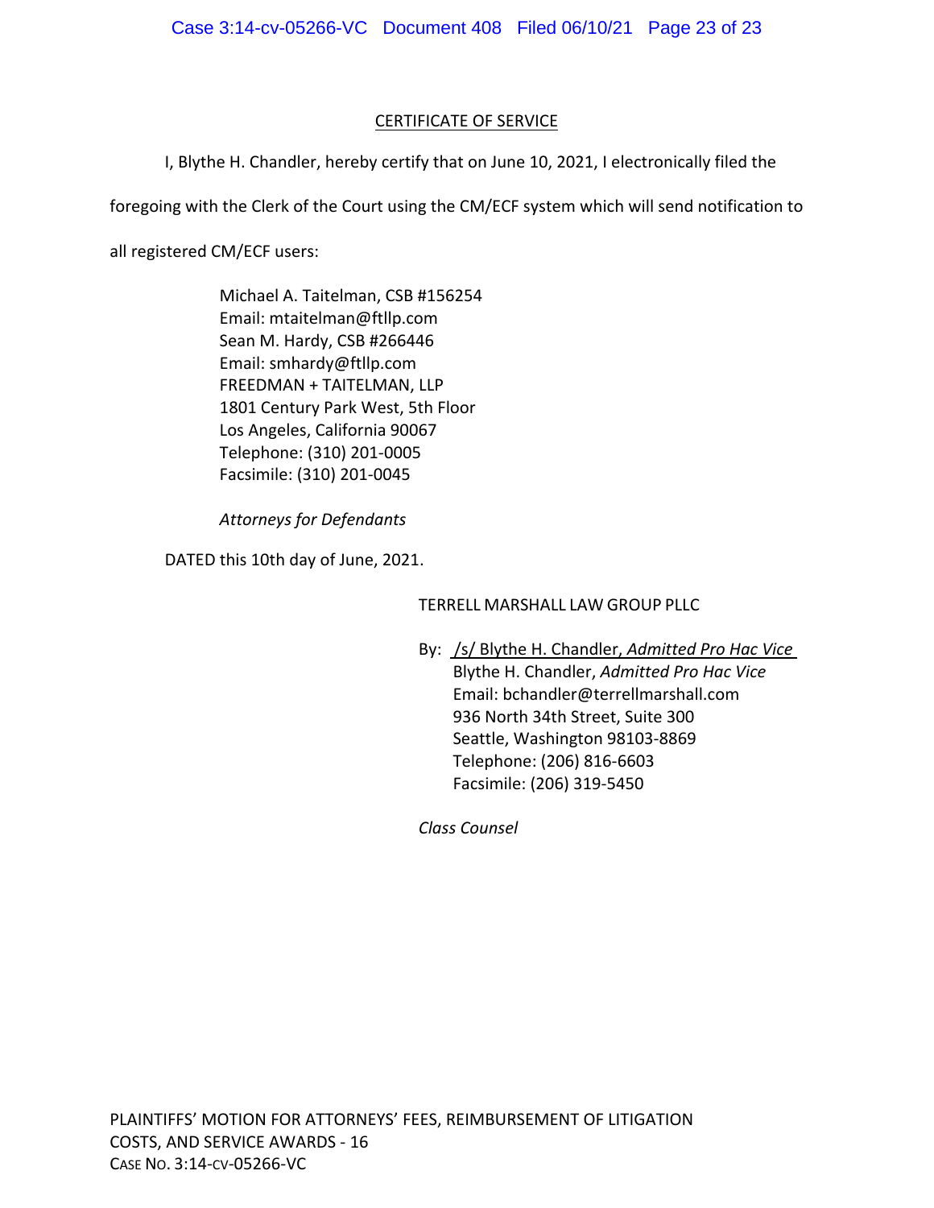CERTIFICATE OF SERVICE

I, Blythe H. Chandler, hereby certify that on June 10, 2021, I electronically filed the foregoing with the Clerk of the Court using the CM/ECF system which will send notification to all registered CM/ECF users:

Michael A. Taitelman, CSB #156254
Email: mtaitelman@ftllp.com
Sean M. Hardy, CSB #266446
Email: smhardy@ftllp.com
FREEDMAN + TAITELMAN, LLP
1801 Century Park West, 5th Floor
Los Angeles, California 90067
Telephone: (310) 201-0005
Facsimile: (310) 201-0045

*Attorneys for Defendants*

DATED this 10th day of June, 2021.

TERRELL MARSHALL LAW GROUP PLLC

By: /s/ Blythe H. Chandler, *Admitted Pro Hac Vice*
Blythe H. Chandler, *Admitted Pro Hac Vice*
Email: bchandler@terrellmarshall.com
936 North 34th Street, Suite 300
Seattle, Washington 98103-8869
Telephone: (206) 816-6603
Facsimile: (206) 319-5450

*Class Counsel*

PLAINTIFFS' MOTION FOR ATTORNEYS' FEES, REIMBURSEMENT OF LITIGATION COSTS, AND SERVICE AWARDS - 16
CASE NO. 3:14-CV-05266-VC